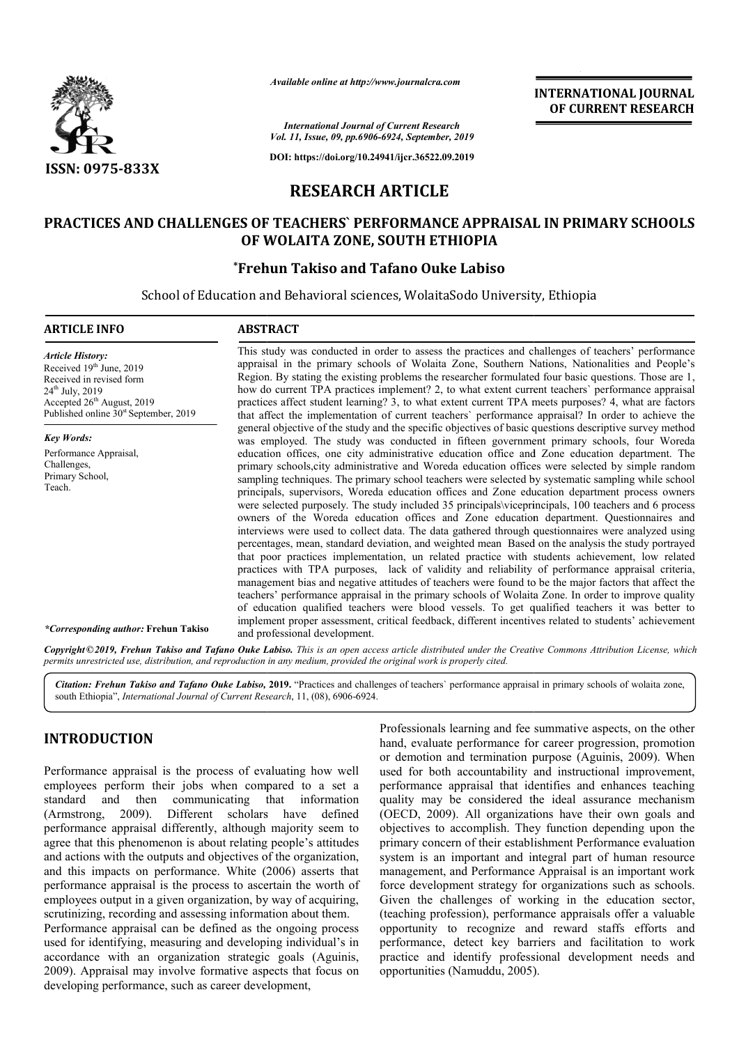# RESEARCH ARTICLE

## PRACTICES AND CHALLENGES OF TEACHERS` PERFORMANCE APPRAISAL IN PRIMARY SCHOOLS OF WOLAITA ZONE, SOUTH ETHIOPIA

**\*Frehun Takiso and Tafano Ouke Labiso**

School of Education and Behavioral sciences, WolaitaSodo University, Ethiopia

**ARTICLE INFO**

*Article History:*
Received 19th June, 2019
Received in revised form 24th July, 2019
Accepted 26th August, 2019
Published online 30st September, 2019

*Key Words:*
Performance Appraisal, Challenges, Primary School, Teach.

*\*Corresponding author:* **Frehun Takiso**

**ABSTRACT**

This study was conducted in order to assess the practices and challenges of teachers' performance appraisal in the primary schools of Wolaita Zone, Southern Nations, Nationalities and People's Region. By stating the existing problems the researcher formulated four basic questions. Those are 1, how do current TPA practices implement? 2, to what extent current teachers` performance appraisal practices affect student learning? 3, to what extent current TPA meets purposes? 4, what are factors that affect the implementation of current teachers` performance appraisal? In order to achieve the general objective of the study and the specific objectives of basic questions descriptive survey method was employed. The study was conducted in fifteen government primary schools, four Woreda education offices, one city administrative education office and Zone education department. The primary schools,city administrative and Woreda education offices were selected by simple random sampling techniques. The primary school teachers were selected by systematic sampling while school principals, supervisors, Woreda education offices and Zone education department process owners were selected purposely. The study included 35 principals\viceprincipals, 100 teachers and 6 process owners of the Woreda education offices and Zone education department. Questionnaires and interviews were used to collect data. The data gathered through questionnaires were analyzed using percentages, mean, standard deviation, and weighted mean Based on the analysis the study portrayed that poor practices implementation, un related practice with students achievement, low related practices with TPA purposes, lack of validity and reliability of performance appraisal criteria, management bias and negative attitudes of teachers were found to be the major factors that affect the teachers' performance appraisal in the primary schools of Wolaita Zone. In order to improve quality of education qualified teachers were blood vessels. To get qualified teachers it was better to implement proper assessment, critical feedback, different incentives related to students' achievement and professional development.

*Copyright © 2019, Frehun Takiso and Tafano Ouke Labiso. This is an open access article distributed under the Creative Commons Attribution License, which permits unrestricted use, distribution, and reproduction in any medium, provided the original work is properly cited.*

*Citation: Frehun Takiso and Tafano Ouke Labiso,* **2019.** "Practices and challenges of teachers` performance appraisal in primary schools of wolaita zone, south Ethiopia", *International Journal of Current Research*, 11, (08), 6906-6924.

## INTRODUCTION

Performance appraisal is the process of evaluating how well employees perform their jobs when compared to a set a standard and then communicating that information (Armstrong, 2009). Different scholars have defined performance appraisal differently, although majority seem to agree that this phenomenon is about relating people's attitudes and actions with the outputs and objectives of the organization, and this impacts on performance. White (2006) asserts that performance appraisal is the process to ascertain the worth of employees output in a given organization, by way of acquiring, scrutinizing, recording and assessing information about them.

Performance appraisal can be defined as the ongoing process used for identifying, measuring and developing individual's in accordance with an organization strategic goals (Aguinis, 2009). Appraisal may involve formative aspects that focus on developing performance, such as career development, Professionals learning and fee summative aspects, on the other hand, evaluate performance for career progression, promotion or demotion and termination purpose (Aguinis, 2009). When used for both accountability and instructional improvement, performance appraisal that identifies and enhances teaching quality may be considered the ideal assurance mechanism (OECD, 2009). All organizations have their own goals and objectives to accomplish. They function depending upon the primary concern of their establishment Performance evaluation system is an important and integral part of human resource management, and Performance Appraisal is an important work force development strategy for organizations such as schools. Given the challenges of working in the education sector, (teaching profession), performance appraisals offer a valuable opportunity to recognize and reward staffs efforts and performance, detect key barriers and facilitation to work practice and identify professional development needs and opportunities (Namuddu, 2005).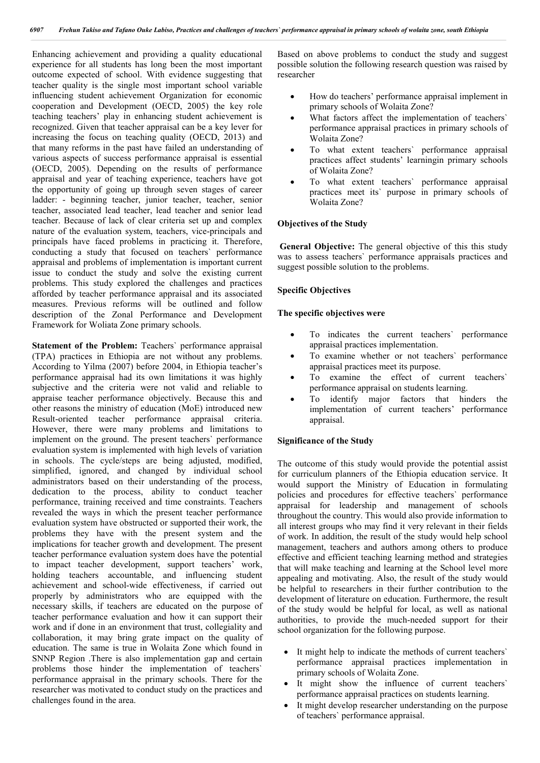Enhancing achievement and providing a quality educational experience for all students has long been the most important outcome expected of school. With evidence suggesting that teacher quality is the single most important school variable influencing student achievement Organization for economic cooperation and Development (OECD, 2005) the key role teaching teachers' play in enhancing student achievement is recognized. Given that teacher appraisal can be a key lever for increasing the focus on teaching quality (OECD, 2013) and that many reforms in the past have failed an understanding of various aspects of success performance appraisal is essential (OECD, 2005). Depending on the results of performance appraisal and year of teaching experience, teachers have got the opportunity of going up through seven stages of career ladder: - beginning teacher, junior teacher, teacher, senior teacher, associated lead teacher, lead teacher and senior lead teacher. Because of lack of clear criteria set up and complex nature of the evaluation system, teachers, vice-principals and principals have faced problems in practicing it. Therefore, conducting a study that focused on teachers` performance appraisal and problems of implementation is important current issue to conduct the study and solve the existing current problems. This study explored the challenges and practices afforded by teacher performance appraisal and its associated measures. Previous reforms will be outlined and follow description of the Zonal Performance and Development Framework for Woliata Zone primary schools.

**Statement of the Problem:** Teachers` performance appraisal (TPA) practices in Ethiopia are not without any problems. According to Yilma (2007) before 2004, in Ethiopia teacher's performance appraisal had its own limitations it was highly subjective and the criteria were not valid and reliable to appraise teacher performance objectively. Because this and other reasons the ministry of education (MoE) introduced new Result-oriented teacher performance appraisal criteria. However, there were many problems and limitations to implement on the ground. The present teachers` performance evaluation system is implemented with high levels of variation in schools. The cycle/steps are being adjusted, modified, simplified, ignored, and changed by individual school administrators based on their understanding of the process, dedication to the process, ability to conduct teacher performance, training received and time constraints. Teachers revealed the ways in which the present teacher performance evaluation system have obstructed or supported their work, the problems they have with the present system and the implications for teacher growth and development. The present teacher performance evaluation system does have the potential to impact teacher development, support teachers' work, holding teachers accountable, and influencing student achievement and school-wide effectiveness, if carried out properly by administrators who are equipped with the necessary skills, if teachers are educated on the purpose of teacher performance evaluation and how it can support their work and if done in an environment that trust, collegiality and collaboration, it may bring grate impact on the quality of education. The same is true in Wolaita Zone which found in SNNP Region .There is also implementation gap and certain problems those hinder the implementation of teachers` performance appraisal in the primary schools. There for the researcher was motivated to conduct study on the practices and challenges found in the area.

Based on above problems to conduct the study and suggest possible solution the following research question was raised by researcher

- How do teachers' performance appraisal implement in primary schools of Wolaita Zone?
- What factors affect the implementation of teachers` performance appraisal practices in primary schools of Wolaita Zone?
- To what extent teachers` performance appraisal practices affect students' learningin primary schools of Wolaita Zone?
- To what extent teachers` performance appraisal practices meet its` purpose in primary schools of Wolaita Zone?

### Objectives of the Study

**General Objective:** The general objective of this this study was to assess teachers` performance appraisals practices and suggest possible solution to the problems.

### Specific Objectives

**The specific objectives were**

- To indicates the current teachers` performance appraisal practices implementation.
- To examine whether or not teachers` performance appraisal practices meet its purpose.
- To examine the effect of current teachers` performance appraisal on students learning.
- To identify major factors that hinders the implementation of current teachers' performance appraisal.

### Significance of the Study

The outcome of this study would provide the potential assist for curriculum planners of the Ethiopia education service. It would support the Ministry of Education in formulating policies and procedures for effective teachers` performance appraisal for leadership and management of schools throughout the country. This would also provide information to all interest groups who may find it very relevant in their fields of work. In addition, the result of the study would help school management, teachers and authors among others to produce effective and efficient teaching learning method and strategies that will make teaching and learning at the School level more appealing and motivating. Also, the result of the study would be helpful to researchers in their further contribution to the development of literature on education. Furthermore, the result of the study would be helpful for local, as well as national authorities, to provide the much-needed support for their school organization for the following purpose.

- It might help to indicate the methods of current teachers` performance appraisal practices implementation in primary schools of Wolaita Zone.
- It might show the influence of current teachers` performance appraisal practices on students learning.
- It might develop researcher understanding on the purpose of teachers` performance appraisal.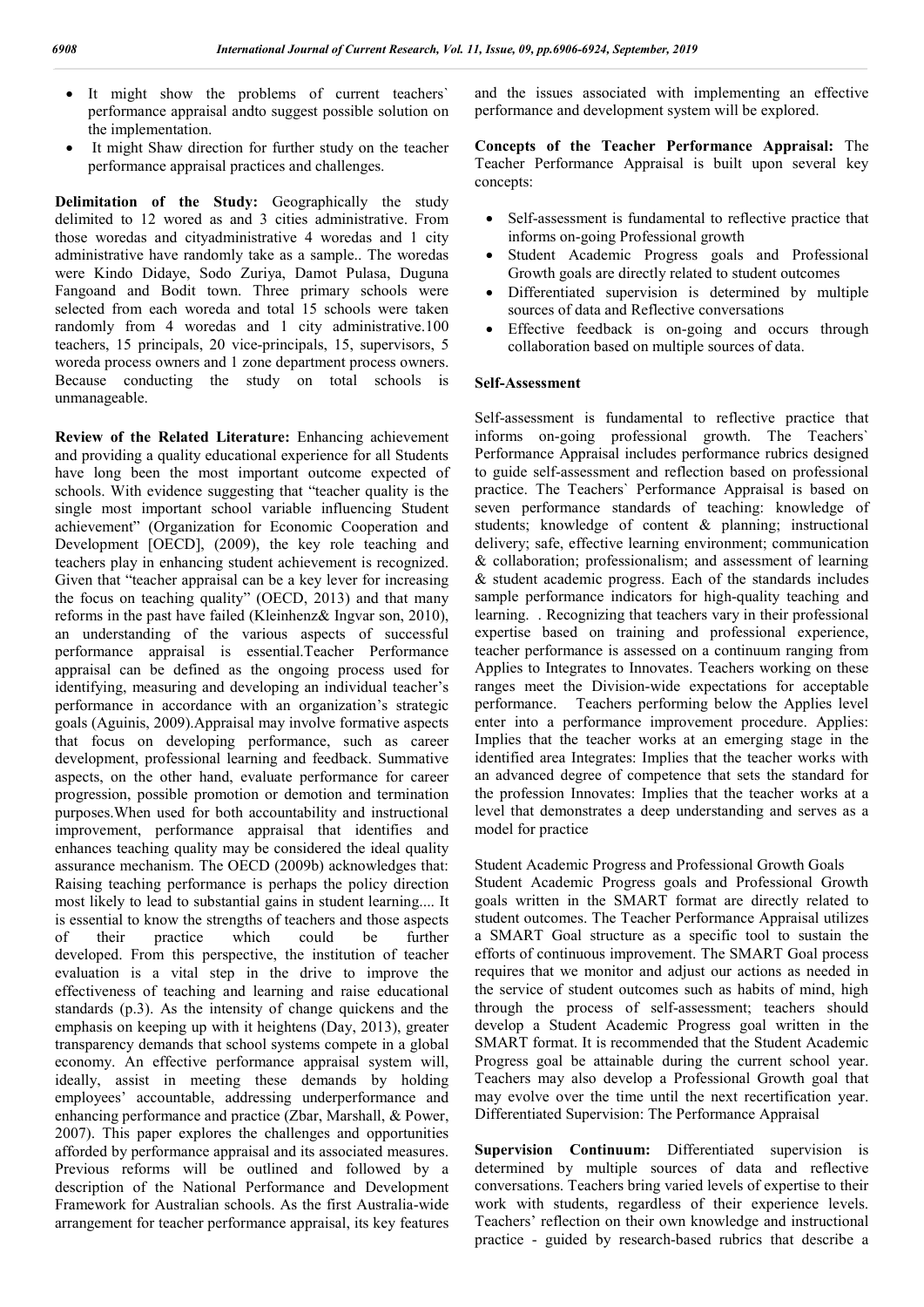- It might show the problems of current teachers` performance appraisal andto suggest possible solution on the implementation.
- It might Shaw direction for further study on the teacher performance appraisal practices and challenges.

**Delimitation of the Study:** Geographically the study delimited to 12 wored as and 3 cities administrative. From those woredas and cityadministrative 4 woredas and 1 city administrative have randomly take as a sample.. The woredas were Kindo Didaye, Sodo Zuriya, Damot Pulasa, Duguna Fangoand and Bodit town. Three primary schools were selected from each woreda and total 15 schools were taken randomly from 4 woredas and 1 city administrative.100 teachers, 15 principals, 20 vice-principals, 15, supervisors, 5 woreda process owners and 1 zone department process owners. Because conducting the study on total schools is unmanageable.

**Review of the Related Literature:** Enhancing achievement and providing a quality educational experience for all Students have long been the most important outcome expected of schools. With evidence suggesting that "teacher quality is the single most important school variable influencing Student achievement" (Organization for Economic Cooperation and Development [OECD], (2009), the key role teaching and teachers play in enhancing student achievement is recognized. Given that "teacher appraisal can be a key lever for increasing the focus on teaching quality" (OECD, 2013) and that many reforms in the past have failed (Kleinhenz& Ingvar son, 2010), an understanding of the various aspects of successful performance appraisal is essential.Teacher Performance appraisal can be defined as the ongoing process used for identifying, measuring and developing an individual teacher's performance in accordance with an organization's strategic goals (Aguinis, 2009).Appraisal may involve formative aspects that focus on developing performance, such as career development, professional learning and feedback. Summative aspects, on the other hand, evaluate performance for career progression, possible promotion or demotion and termination purposes.When used for both accountability and instructional improvement, performance appraisal that identifies and enhances teaching quality may be considered the ideal quality assurance mechanism. The OECD (2009b) acknowledges that: Raising teaching performance is perhaps the policy direction most likely to lead to substantial gains in student learning.... It is essential to know the strengths of teachers and those aspects of their practice which could be further developed. From this perspective, the institution of teacher evaluation is a vital step in the drive to improve the effectiveness of teaching and learning and raise educational standards (p.3). As the intensity of change quickens and the emphasis on keeping up with it heightens (Day, 2013), greater transparency demands that school systems compete in a global economy. An effective performance appraisal system will, ideally, assist in meeting these demands by holding employees' accountable, addressing underperformance and enhancing performance and practice (Zbar, Marshall, & Power, 2007). This paper explores the challenges and opportunities afforded by performance appraisal and its associated measures. Previous reforms will be outlined and followed by a description of the National Performance and Development Framework for Australian schools. As the first Australia-wide arrangement for teacher performance appraisal, its key features and the issues associated with implementing an effective performance and development system will be explored.

**Concepts of the Teacher Performance Appraisal:** The Teacher Performance Appraisal is built upon several key concepts:

- Self-assessment is fundamental to reflective practice that informs on-going Professional growth
- Student Academic Progress goals and Professional Growth goals are directly related to student outcomes
- Differentiated supervision is determined by multiple sources of data and Reflective conversations
- Effective feedback is on-going and occurs through collaboration based on multiple sources of data.

**Self-Assessment**

Self-assessment is fundamental to reflective practice that informs on-going professional growth. The Teachers` Performance Appraisal includes performance rubrics designed to guide self-assessment and reflection based on professional practice. The Teachers` Performance Appraisal is based on seven performance standards of teaching: knowledge of students; knowledge of content & planning; instructional delivery; safe, effective learning environment; communication & collaboration; professionalism; and assessment of learning & student academic progress. Each of the standards includes sample performance indicators for high-quality teaching and learning. . Recognizing that teachers vary in their professional expertise based on training and professional experience, teacher performance is assessed on a continuum ranging from Applies to Integrates to Innovates. Teachers working on these ranges meet the Division-wide expectations for acceptable performance. Teachers performing below the Applies level enter into a performance improvement procedure. Applies: Implies that the teacher works at an emerging stage in the identified area Integrates: Implies that the teacher works with an advanced degree of competence that sets the standard for the profession Innovates: Implies that the teacher works at a level that demonstrates a deep understanding and serves as a model for practice

Student Academic Progress and Professional Growth Goals

Student Academic Progress goals and Professional Growth goals written in the SMART format are directly related to student outcomes. The Teacher Performance Appraisal utilizes a SMART Goal structure as a specific tool to sustain the efforts of continuous improvement. The SMART Goal process requires that we monitor and adjust our actions as needed in the service of student outcomes such as habits of mind, high through the process of self-assessment; teachers should develop a Student Academic Progress goal written in the SMART format. It is recommended that the Student Academic Progress goal be attainable during the current school year. Teachers may also develop a Professional Growth goal that may evolve over the time until the next recertification year. Differentiated Supervision: The Performance Appraisal

**Supervision Continuum:** Differentiated supervision is determined by multiple sources of data and reflective conversations. Teachers bring varied levels of expertise to their work with students, regardless of their experience levels. Teachers' reflection on their own knowledge and instructional practice - guided by research-based rubrics that describe a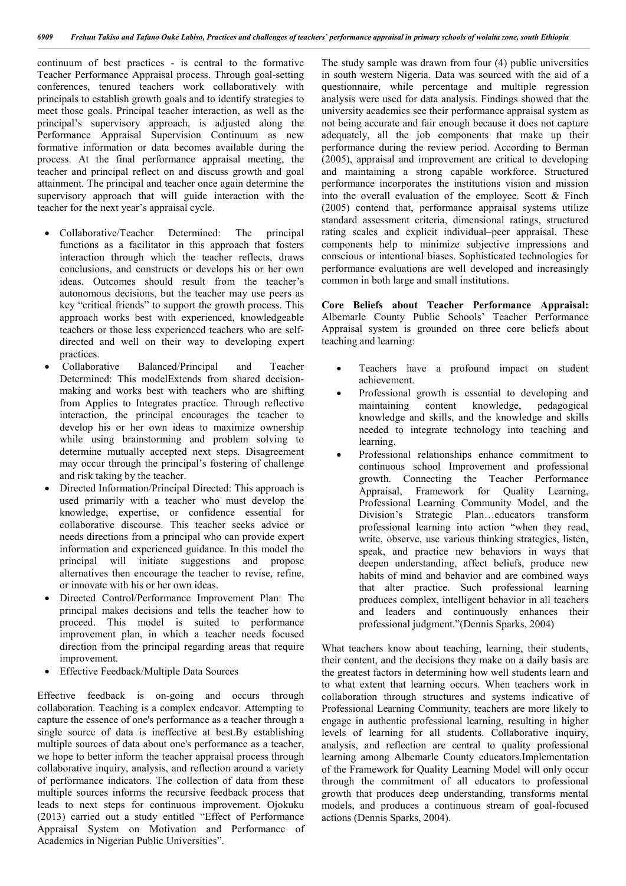continuum of best practices - is central to the formative Teacher Performance Appraisal process. Through goal-setting conferences, tenured teachers work collaboratively with principals to establish growth goals and to identify strategies to meet those goals. Principal teacher interaction, as well as the principal's supervisory approach, is adjusted along the Performance Appraisal Supervision Continuum as new formative information or data becomes available during the process. At the final performance appraisal meeting, the teacher and principal reflect on and discuss growth and goal attainment. The principal and teacher once again determine the supervisory approach that will guide interaction with the teacher for the next year's appraisal cycle.

- Collaborative/Teacher Determined: The principal functions as a facilitator in this approach that fosters interaction through which the teacher reflects, draws conclusions, and constructs or develops his or her own ideas. Outcomes should result from the teacher's autonomous decisions, but the teacher may use peers as key "critical friends" to support the growth process. This approach works best with experienced, knowledgeable teachers or those less experienced teachers who are self-directed and well on their way to developing expert practices.
- Collaborative Balanced/Principal and Teacher Determined: This modelExtends from shared decision-making and works best with teachers who are shifting from Applies to Integrates practice. Through reflective interaction, the principal encourages the teacher to develop his or her own ideas to maximize ownership while using brainstorming and problem solving to determine mutually accepted next steps. Disagreement may occur through the principal's fostering of challenge and risk taking by the teacher.
- Directed Information/Principal Directed: This approach is used primarily with a teacher who must develop the knowledge, expertise, or confidence essential for collaborative discourse. This teacher seeks advice or needs directions from a principal who can provide expert information and experienced guidance. In this model the principal will initiate suggestions and propose alternatives then encourage the teacher to revise, refine, or innovate with his or her own ideas.
- Directed Control/Performance Improvement Plan: The principal makes decisions and tells the teacher how to proceed. This model is suited to performance improvement plan, in which a teacher needs focused direction from the principal regarding areas that require improvement.
- Effective Feedback/Multiple Data Sources

Effective feedback is on-going and occurs through collaboration. Teaching is a complex endeavor. Attempting to capture the essence of one's performance as a teacher through a single source of data is ineffective at best.By establishing multiple sources of data about one's performance as a teacher, we hope to better inform the teacher appraisal process through collaborative inquiry, analysis, and reflection around a variety of performance indicators. The collection of data from these multiple sources informs the recursive feedback process that leads to next steps for continuous improvement. Ojokuku (2013) carried out a study entitled "Effect of Performance Appraisal System on Motivation and Performance of Academics in Nigerian Public Universities".

The study sample was drawn from four (4) public universities in south western Nigeria. Data was sourced with the aid of a questionnaire, while percentage and multiple regression analysis were used for data analysis. Findings showed that the university academics see their performance appraisal system as not being accurate and fair enough because it does not capture adequately, all the job components that make up their performance during the review period. According to Berman (2005), appraisal and improvement are critical to developing and maintaining a strong capable workforce. Structured performance incorporates the institutions vision and mission into the overall evaluation of the employee. Scott & Finch (2005) contend that, performance appraisal systems utilize standard assessment criteria, dimensional ratings, structured rating scales and explicit individual–peer appraisal. These components help to minimize subjective impressions and conscious or intentional biases. Sophisticated technologies for performance evaluations are well developed and increasingly common in both large and small institutions.

**Core Beliefs about Teacher Performance Appraisal:** Albemarle County Public Schools' Teacher Performance Appraisal system is grounded on three core beliefs about teaching and learning:

- Teachers have a profound impact on student achievement.
- Professional growth is essential to developing and maintaining content knowledge, pedagogical knowledge and skills, and the knowledge and skills needed to integrate technology into teaching and learning.
- Professional relationships enhance commitment to continuous school Improvement and professional growth. Connecting the Teacher Performance Appraisal, Framework for Quality Learning, Professional Learning Community Model, and the Division's Strategic Plan…educators transform professional learning into action "when they read, write, observe, use various thinking strategies, listen, speak, and practice new behaviors in ways that deepen understanding, affect beliefs, produce new habits of mind and behavior and are combined ways that alter practice. Such professional learning produces complex, intelligent behavior in all teachers and leaders and continuously enhances their professional judgment."(Dennis Sparks, 2004)

What teachers know about teaching, learning, their students, their content, and the decisions they make on a daily basis are the greatest factors in determining how well students learn and to what extent that learning occurs. When teachers work in collaboration through structures and systems indicative of Professional Learning Community, teachers are more likely to engage in authentic professional learning, resulting in higher levels of learning for all students. Collaborative inquiry, analysis, and reflection are central to quality professional learning among Albemarle County educators.Implementation of the Framework for Quality Learning Model will only occur through the commitment of all educators to professional growth that produces deep understanding, transforms mental models, and produces a continuous stream of goal-focused actions (Dennis Sparks, 2004).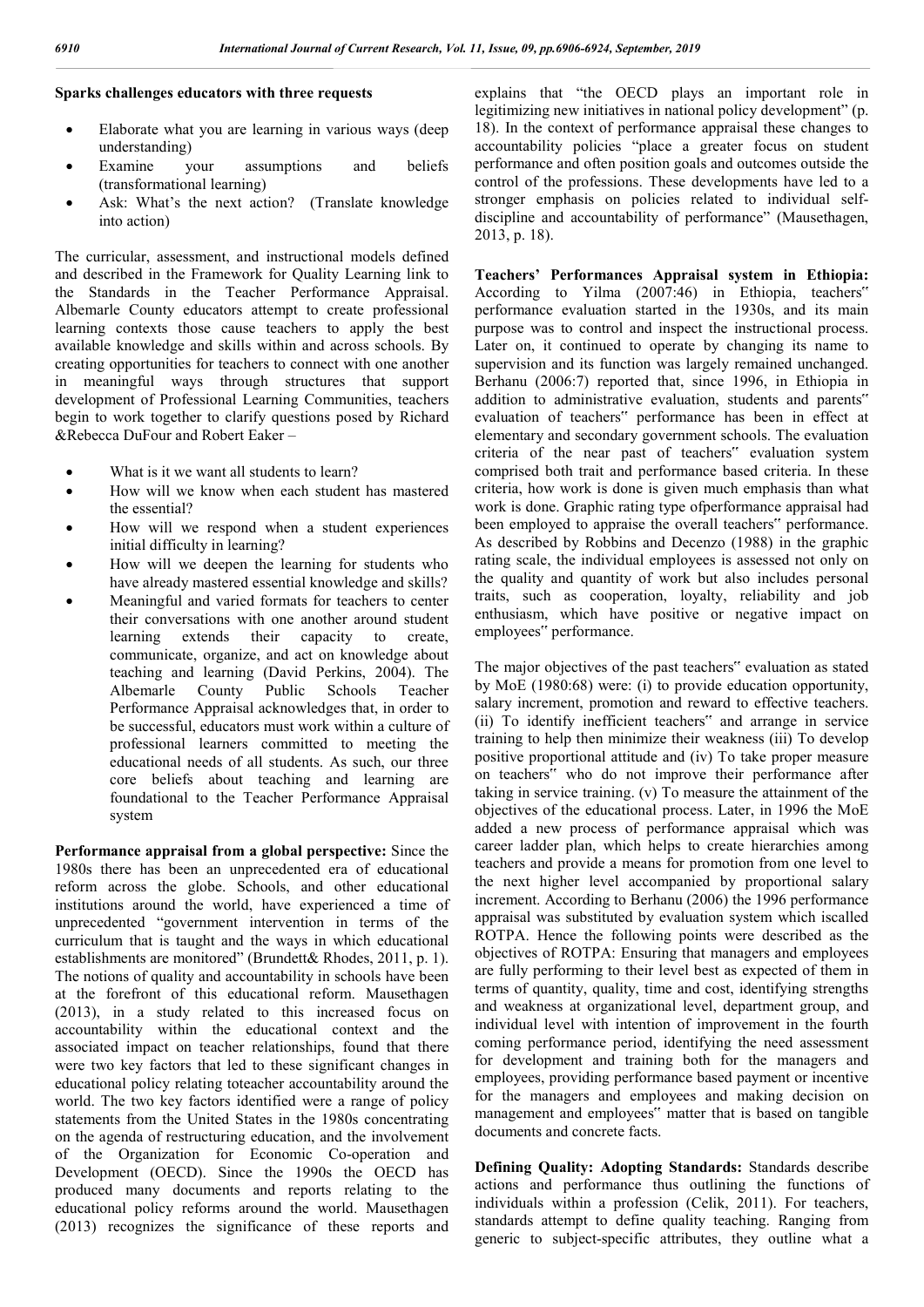**Sparks challenges educators with three requests**

- Elaborate what you are learning in various ways (deep understanding)
- Examine your assumptions and beliefs (transformational learning)
- Ask: What's the next action? (Translate knowledge into action)

The curricular, assessment, and instructional models defined and described in the Framework for Quality Learning link to the Standards in the Teacher Performance Appraisal. Albemarle County educators attempt to create professional learning contexts those cause teachers to apply the best available knowledge and skills within and across schools. By creating opportunities for teachers to connect with one another in meaningful ways through structures that support development of Professional Learning Communities, teachers begin to work together to clarify questions posed by Richard &Rebecca DuFour and Robert Eaker –

- What is it we want all students to learn?
- How will we know when each student has mastered the essential?
- How will we respond when a student experiences initial difficulty in learning?
- How will we deepen the learning for students who have already mastered essential knowledge and skills?
- Meaningful and varied formats for teachers to center their conversations with one another around student learning extends their capacity to create, communicate, organize, and act on knowledge about teaching and learning (David Perkins, 2004). The Albemarle County Public Schools Teacher Performance Appraisal acknowledges that, in order to be successful, educators must work within a culture of professional learners committed to meeting the educational needs of all students. As such, our three core beliefs about teaching and learning are foundational to the Teacher Performance Appraisal system

**Performance appraisal from a global perspective:** Since the 1980s there has been an unprecedented era of educational reform across the globe. Schools, and other educational institutions around the world, have experienced a time of unprecedented "government intervention in terms of the curriculum that is taught and the ways in which educational establishments are monitored" (Brundett& Rhodes, 2011, p. 1). The notions of quality and accountability in schools have been at the forefront of this educational reform. Mausethagen (2013), in a study related to this increased focus on accountability within the educational context and the associated impact on teacher relationships, found that there were two key factors that led to these significant changes in educational policy relating toteacher accountability around the world. The two key factors identified were a range of policy statements from the United States in the 1980s concentrating on the agenda of restructuring education, and the involvement of the Organization for Economic Co-operation and Development (OECD). Since the 1990s the OECD has produced many documents and reports relating to the educational policy reforms around the world. Mausethagen (2013) recognizes the significance of these reports and explains that "the OECD plays an important role in legitimizing new initiatives in national policy development" (p. 18). In the context of performance appraisal these changes to accountability policies "place a greater focus on student performance and often position goals and outcomes outside the control of the professions. These developments have led to a stronger emphasis on policies related to individual self-discipline and accountability of performance" (Mausethagen, 2013, p. 18).

**Teachers' Performances Appraisal system in Ethiopia:** According to Yilma (2007:46) in Ethiopia, teachers" performance evaluation started in the 1930s, and its main purpose was to control and inspect the instructional process. Later on, it continued to operate by changing its name to supervision and its function was largely remained unchanged. Berhanu (2006:7) reported that, since 1996, in Ethiopia in addition to administrative evaluation, students and parents" evaluation of teachers" performance has been in effect at elementary and secondary government schools. The evaluation criteria of the near past of teachers" evaluation system comprised both trait and performance based criteria. In these criteria, how work is done is given much emphasis than what work is done. Graphic rating type ofperformance appraisal had been employed to appraise the overall teachers" performance. As described by Robbins and Decenzo (1988) in the graphic rating scale, the individual employees is assessed not only on the quality and quantity of work but also includes personal traits, such as cooperation, loyalty, reliability and job enthusiasm, which have positive or negative impact on employees" performance.

The major objectives of the past teachers" evaluation as stated by MoE (1980:68) were: (i) to provide education opportunity, salary increment, promotion and reward to effective teachers. (ii) To identify inefficient teachers" and arrange in service training to help then minimize their weakness (iii) To develop positive proportional attitude and (iv) To take proper measure on teachers" who do not improve their performance after taking in service training. (v) To measure the attainment of the objectives of the educational process. Later, in 1996 the MoE added a new process of performance appraisal which was career ladder plan, which helps to create hierarchies among teachers and provide a means for promotion from one level to the next higher level accompanied by proportional salary increment. According to Berhanu (2006) the 1996 performance appraisal was substituted by evaluation system which iscalled ROTPA. Hence the following points were described as the objectives of ROTPA: Ensuring that managers and employees are fully performing to their level best as expected of them in terms of quantity, quality, time and cost, identifying strengths and weakness at organizational level, department group, and individual level with intention of improvement in the fourth coming performance period, identifying the need assessment for development and training both for the managers and employees, providing performance based payment or incentive for the managers and employees and making decision on management and employees" matter that is based on tangible documents and concrete facts.

**Defining Quality: Adopting Standards:** Standards describe actions and performance thus outlining the functions of individuals within a profession (Celik, 2011). For teachers, standards attempt to define quality teaching. Ranging from generic to subject-specific attributes, they outline what a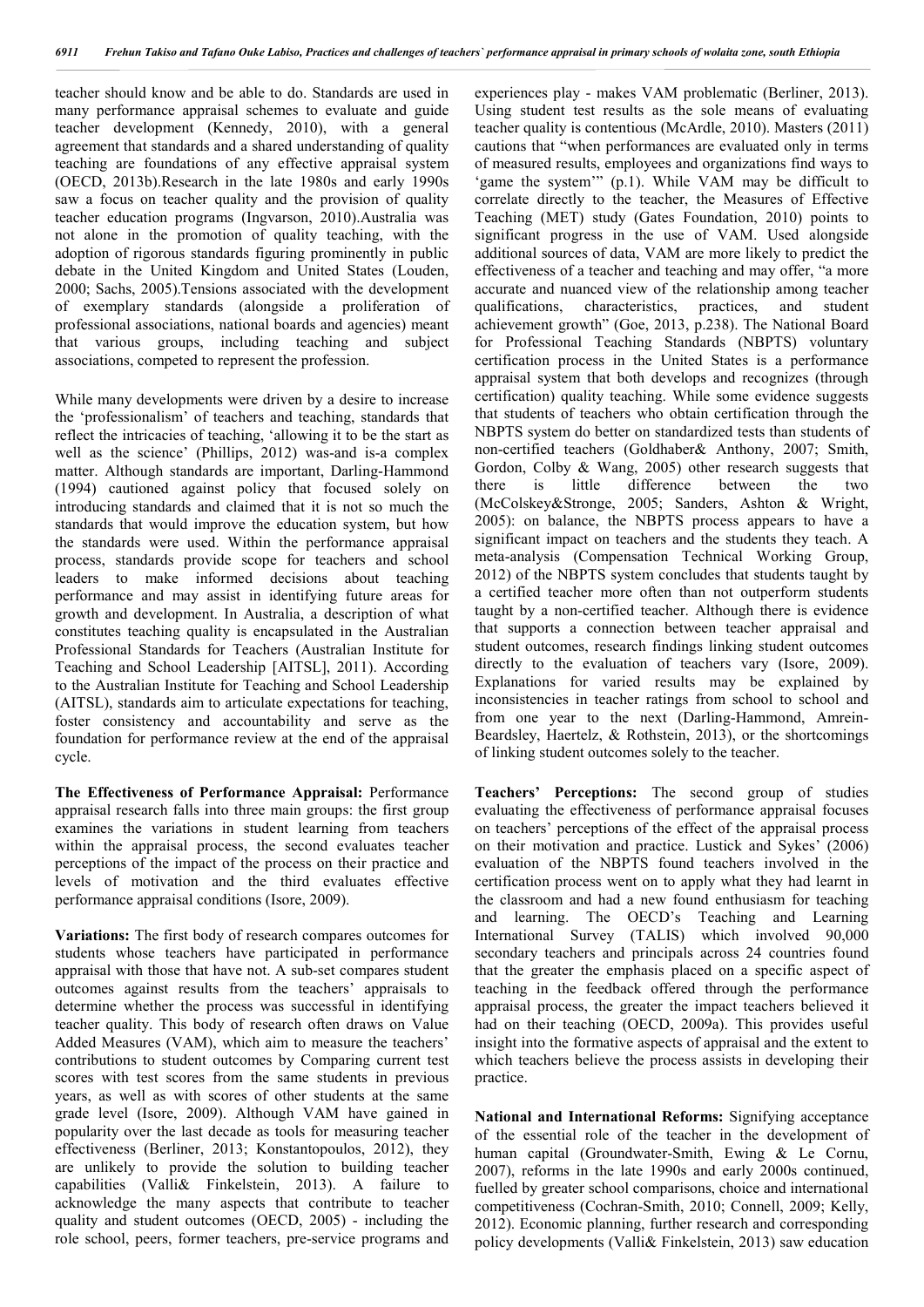teacher should know and be able to do. Standards are used in many performance appraisal schemes to evaluate and guide teacher development (Kennedy, 2010), with a general agreement that standards and a shared understanding of quality teaching are foundations of any effective appraisal system (OECD, 2013b).Research in the late 1980s and early 1990s saw a focus on teacher quality and the provision of quality teacher education programs (Ingvarson, 2010).Australia was not alone in the promotion of quality teaching, with the adoption of rigorous standards figuring prominently in public debate in the United Kingdom and United States (Louden, 2000; Sachs, 2005).Tensions associated with the development of exemplary standards (alongside a proliferation of professional associations, national boards and agencies) meant that various groups, including teaching and subject associations, competed to represent the profession.

While many developments were driven by a desire to increase the 'professionalism' of teachers and teaching, standards that reflect the intricacies of teaching, 'allowing it to be the start as well as the science' (Phillips, 2012) was-and is-a complex matter. Although standards are important, Darling-Hammond (1994) cautioned against policy that focused solely on introducing standards and claimed that it is not so much the standards that would improve the education system, but how the standards were used. Within the performance appraisal process, standards provide scope for teachers and school leaders to make informed decisions about teaching performance and may assist in identifying future areas for growth and development. In Australia, a description of what constitutes teaching quality is encapsulated in the Australian Professional Standards for Teachers (Australian Institute for Teaching and School Leadership [AITSL], 2011). According to the Australian Institute for Teaching and School Leadership (AITSL), standards aim to articulate expectations for teaching, foster consistency and accountability and serve as the foundation for performance review at the end of the appraisal cycle.

**The Effectiveness of Performance Appraisal:** Performance appraisal research falls into three main groups: the first group examines the variations in student learning from teachers within the appraisal process, the second evaluates teacher perceptions of the impact of the process on their practice and levels of motivation and the third evaluates effective performance appraisal conditions (Isore, 2009).

**Variations:** The first body of research compares outcomes for students whose teachers have participated in performance appraisal with those that have not. A sub-set compares student outcomes against results from the teachers' appraisals to determine whether the process was successful in identifying teacher quality. This body of research often draws on Value Added Measures (VAM), which aim to measure the teachers' contributions to student outcomes by Comparing current test scores with test scores from the same students in previous years, as well as with scores of other students at the same grade level (Isore, 2009). Although VAM have gained in popularity over the last decade as tools for measuring teacher effectiveness (Berliner, 2013; Konstantopoulos, 2012), they are unlikely to provide the solution to building teacher capabilities (Valli& Finkelstein, 2013). A failure to acknowledge the many aspects that contribute to teacher quality and student outcomes (OECD, 2005) - including the role school, peers, former teachers, pre-service programs and experiences play - makes VAM problematic (Berliner, 2013). Using student test results as the sole means of evaluating teacher quality is contentious (McArdle, 2010). Masters (2011) cautions that "when performances are evaluated only in terms of measured results, employees and organizations find ways to 'game the system'" (p.1). While VAM may be difficult to correlate directly to the teacher, the Measures of Effective Teaching (MET) study (Gates Foundation, 2010) points to significant progress in the use of VAM. Used alongside additional sources of data, VAM are more likely to predict the effectiveness of a teacher and teaching and may offer, "a more accurate and nuanced view of the relationship among teacher qualifications, characteristics, practices, and student achievement growth" (Goe, 2013, p.238). The National Board for Professional Teaching Standards (NBPTS) voluntary certification process in the United States is a performance appraisal system that both develops and recognizes (through certification) quality teaching. While some evidence suggests that students of teachers who obtain certification through the NBPTS system do better on standardized tests than students of non-certified teachers (Goldhaber& Anthony, 2007; Smith, Gordon, Colby & Wang, 2005) other research suggests that there is little difference between the two (McColskey&Stronge, 2005; Sanders, Ashton & Wright, 2005): on balance, the NBPTS process appears to have a significant impact on teachers and the students they teach. A meta-analysis (Compensation Technical Working Group, 2012) of the NBPTS system concludes that students taught by a certified teacher more often than not outperform students taught by a non-certified teacher. Although there is evidence that supports a connection between teacher appraisal and student outcomes, research findings linking student outcomes directly to the evaluation of teachers vary (Isore, 2009). Explanations for varied results may be explained by inconsistencies in teacher ratings from school to school and from one year to the next (Darling-Hammond, Amrein-Beardsley, Haertelz, & Rothstein, 2013), or the shortcomings of linking student outcomes solely to the teacher.

**Teachers' Perceptions:** The second group of studies evaluating the effectiveness of performance appraisal focuses on teachers' perceptions of the effect of the appraisal process on their motivation and practice. Lustick and Sykes' (2006) evaluation of the NBPTS found teachers involved in the certification process went on to apply what they had learnt in the classroom and had a new found enthusiasm for teaching and learning. The OECD's Teaching and Learning International Survey (TALIS) which involved 90,000 secondary teachers and principals across 24 countries found that the greater the emphasis placed on a specific aspect of teaching in the feedback offered through the performance appraisal process, the greater the impact teachers believed it had on their teaching (OECD, 2009a). This provides useful insight into the formative aspects of appraisal and the extent to which teachers believe the process assists in developing their practice.

**National and International Reforms:** Signifying acceptance of the essential role of the teacher in the development of human capital (Groundwater-Smith, Ewing & Le Cornu, 2007), reforms in the late 1990s and early 2000s continued, fuelled by greater school comparisons, choice and international competitiveness (Cochran-Smith, 2010; Connell, 2009; Kelly, 2012). Economic planning, further research and corresponding policy developments (Valli& Finkelstein, 2013) saw education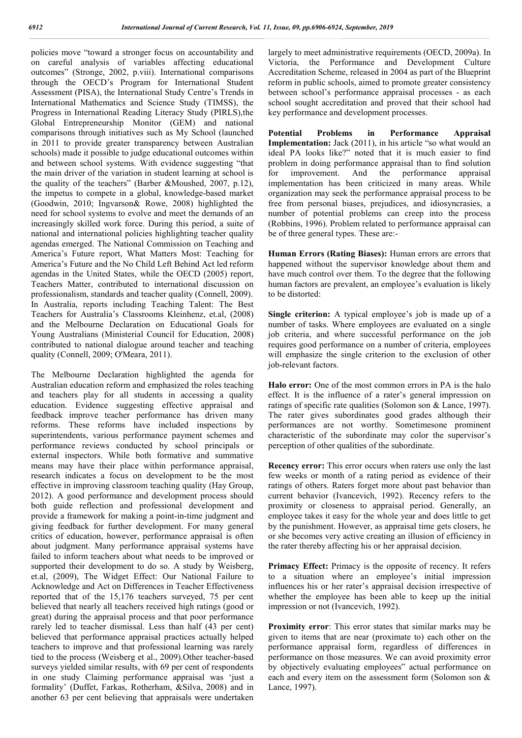policies move "toward a stronger focus on accountability and on careful analysis of variables affecting educational outcomes" (Stronge, 2002, p.viii). International comparisons through the OECD's Program for International Student Assessment (PISA), the International Study Centre's Trends in International Mathematics and Science Study (TIMSS), the Progress in International Reading Literacy Study (PIRLS),the Global Entrepreneurship Monitor (GEM) and national comparisons through initiatives such as My School (launched in 2011 to provide greater transparency between Australian schools) made it possible to judge educational outcomes within and between school systems. With evidence suggesting "that the main driver of the variation in student learning at school is the quality of the teachers" (Barber &Moushed, 2007, p.12), the impetus to compete in a global, knowledge-based market (Goodwin, 2010; Ingvarson& Rowe, 2008) highlighted the need for school systems to evolve and meet the demands of an increasingly skilled work force. During this period, a suite of national and international policies highlighting teacher quality agendas emerged. The National Commission on Teaching and America's Future report, What Matters Most: Teaching for America's Future and the No Child Left Behind Act led reform agendas in the United States, while the OECD (2005) report, Teachers Matter, contributed to international discussion on professionalism, standards and teacher quality (Connell, 2009). In Australia, reports including Teaching Talent: The Best Teachers for Australia's Classrooms Kleinhenz, et.al, (2008) and the Melbourne Declaration on Educational Goals for Young Australians (Ministerial Council for Education, 2008) contributed to national dialogue around teacher and teaching quality (Connell, 2009; O'Meara, 2011).

The Melbourne Declaration highlighted the agenda for Australian education reform and emphasized the roles teaching and teachers play for all students in accessing a quality education. Evidence suggesting effective appraisal and feedback improve teacher performance has driven many reforms. These reforms have included inspections by superintendents, various performance payment schemes and performance reviews conducted by school principals or external inspectors. While both formative and summative means may have their place within performance appraisal, research indicates a focus on development to be the most effective in improving classroom teaching quality (Hay Group, 2012). A good performance and development process should both guide reflection and professional development and provide a framework for making a point-in-time judgment and giving feedback for further development. For many general critics of education, however, performance appraisal is often about judgment. Many performance appraisal systems have failed to inform teachers about what needs to be improved or supported their development to do so. A study by Weisberg, et.al, (2009), The Widget Effect: Our National Failure to Acknowledge and Act on Differences in Teacher Effectiveness reported that of the 15,176 teachers surveyed, 75 per cent believed that nearly all teachers received high ratings (good or great) during the appraisal process and that poor performance rarely led to teacher dismissal. Less than half (43 per cent) believed that performance appraisal practices actually helped teachers to improve and that professional learning was rarely tied to the process (Weisberg et al., 2009).Other teacher-based surveys yielded similar results, with 69 per cent of respondents in one study Claiming performance appraisal was 'just a formality' (Duffet, Farkas, Rotherham, &Silva, 2008) and in another 63 per cent believing that appraisals were undertaken largely to meet administrative requirements (OECD, 2009a). In Victoria, the Performance and Development Culture Accreditation Scheme, released in 2004 as part of the Blueprint reform in public schools, aimed to promote greater consistency between school's performance appraisal processes - as each school sought accreditation and proved that their school had key performance and development processes.

**Potential Problems in Performance Appraisal Implementation:** Jack (2011), in his article "so what would an ideal PA looks like?" noted that it is much easier to find problem in doing performance appraisal than to find solution for improvement. And the performance appraisal implementation has been criticized in many areas. While organization may seek the performance appraisal process to be free from personal biases, prejudices, and idiosyncrasies, a number of potential problems can creep into the process (Robbins, 1996). Problem related to performance appraisal can be of three general types. These are:-

**Human Errors (Rating Biases):** Human errors are errors that happened without the supervisor knowledge about them and have much control over them. To the degree that the following human factors are prevalent, an employee's evaluation is likely to be distorted:

**Single criterion:** A typical employee's job is made up of a number of tasks. Where employees are evaluated on a single job criteria, and where successful performance on the job requires good performance on a number of criteria, employees will emphasize the single criterion to the exclusion of other job-relevant factors.

**Halo error:** One of the most common errors in PA is the halo effect. It is the influence of a rater's general impression on ratings of specific rate qualities (Solomon son & Lance, 1997). The rater gives subordinates good grades although their performances are not worthy. Sometimesone prominent characteristic of the subordinate may color the supervisor's perception of other qualities of the subordinate.

**Recency error:** This error occurs when raters use only the last few weeks or month of a rating period as evidence of their ratings of others. Raters forget more about past behavior than current behavior (Ivancevich, 1992). Recency refers to the proximity or closeness to appraisal period. Generally, an employee takes it easy for the whole year and does little to get by the punishment. However, as appraisal time gets closers, he or she becomes very active creating an illusion of efficiency in the rater thereby affecting his or her appraisal decision.

**Primacy Effect:** Primacy is the opposite of recency. It refers to a situation where an employee's initial impression influences his or her rater's appraisal decision irrespective of whether the employee has been able to keep up the initial impression or not (Ivancevich, 1992).

**Proximity error**: This error states that similar marks may be given to items that are near (proximate to) each other on the performance appraisal form, regardless of differences in performance on those measures. We can avoid proximity error by objectively evaluating employees" actual performance on each and every item on the assessment form (Solomon son & Lance, 1997).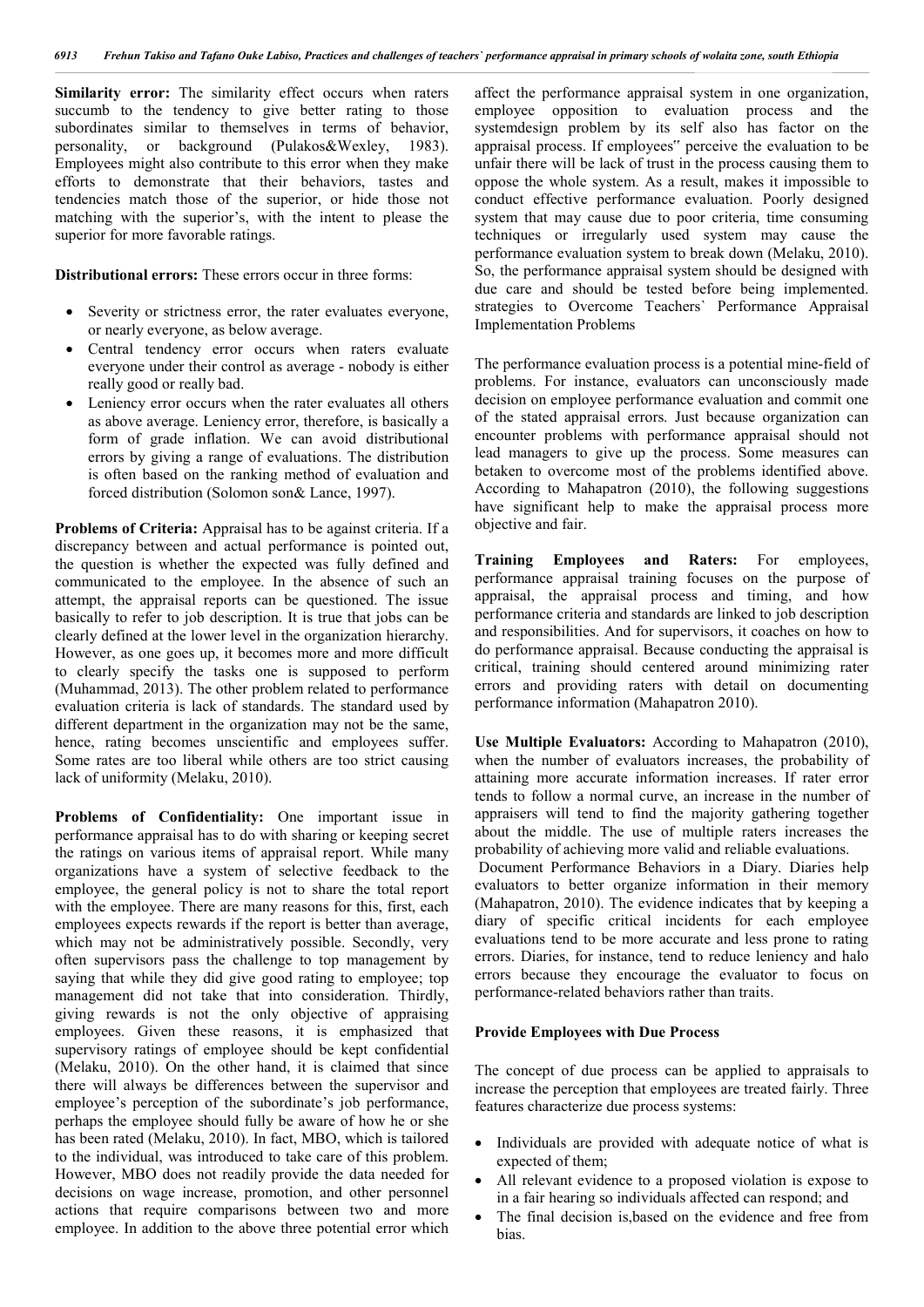**Similarity error:** The similarity effect occurs when raters succumb to the tendency to give better rating to those subordinates similar to themselves in terms of behavior, personality, or background (Pulakos&Wexley, 1983). Employees might also contribute to this error when they make efforts to demonstrate that their behaviors, tastes and tendencies match those of the superior, or hide those not matching with the superior's, with the intent to please the superior for more favorable ratings.

**Distributional errors:** These errors occur in three forms:

- Severity or strictness error, the rater evaluates everyone, or nearly everyone, as below average.
- Central tendency error occurs when raters evaluate everyone under their control as average - nobody is either really good or really bad.
- Leniency error occurs when the rater evaluates all others as above average. Leniency error, therefore, is basically a form of grade inflation. We can avoid distributional errors by giving a range of evaluations. The distribution is often based on the ranking method of evaluation and forced distribution (Solomon son& Lance, 1997).

**Problems of Criteria:** Appraisal has to be against criteria. If a discrepancy between and actual performance is pointed out, the question is whether the expected was fully defined and communicated to the employee. In the absence of such an attempt, the appraisal reports can be questioned. The issue basically to refer to job description. It is true that jobs can be clearly defined at the lower level in the organization hierarchy. However, as one goes up, it becomes more and more difficult to clearly specify the tasks one is supposed to perform (Muhammad, 2013). The other problem related to performance evaluation criteria is lack of standards. The standard used by different department in the organization may not be the same, hence, rating becomes unscientific and employees suffer. Some rates are too liberal while others are too strict causing lack of uniformity (Melaku, 2010).

**Problems of Confidentiality:** One important issue in performance appraisal has to do with sharing or keeping secret the ratings on various items of appraisal report. While many organizations have a system of selective feedback to the employee, the general policy is not to share the total report with the employee. There are many reasons for this, first, each employees expects rewards if the report is better than average, which may not be administratively possible. Secondly, very often supervisors pass the challenge to top management by saying that while they did give good rating to employee; top management did not take that into consideration. Thirdly, giving rewards is not the only objective of appraising employees. Given these reasons, it is emphasized that supervisory ratings of employee should be kept confidential (Melaku, 2010). On the other hand, it is claimed that since there will always be differences between the supervisor and employee's perception of the subordinate's job performance, perhaps the employee should fully be aware of how he or she has been rated (Melaku, 2010). In fact, MBO, which is tailored to the individual, was introduced to take care of this problem. However, MBO does not readily provide the data needed for decisions on wage increase, promotion, and other personnel actions that require comparisons between two and more employee. In addition to the above three potential error which affect the performance appraisal system in one organization, employee opposition to evaluation process and the systemdesign problem by its self also has factor on the appraisal process. If employees" perceive the evaluation to be unfair there will be lack of trust in the process causing them to oppose the whole system. As a result, makes it impossible to conduct effective performance evaluation. Poorly designed system that may cause due to poor criteria, time consuming techniques or irregularly used system may cause the performance evaluation system to break down (Melaku, 2010). So, the performance appraisal system should be designed with due care and should be tested before being implemented. strategies to Overcome Teachers` Performance Appraisal Implementation Problems

The performance evaluation process is a potential mine-field of problems. For instance, evaluators can unconsciously made decision on employee performance evaluation and commit one of the stated appraisal errors. Just because organization can encounter problems with performance appraisal should not lead managers to give up the process. Some measures can betaken to overcome most of the problems identified above. According to Mahapatron (2010), the following suggestions have significant help to make the appraisal process more objective and fair.

**Training Employees and Raters:** For employees, performance appraisal training focuses on the purpose of appraisal, the appraisal process and timing, and how performance criteria and standards are linked to job description and responsibilities. And for supervisors, it coaches on how to do performance appraisal. Because conducting the appraisal is critical, training should centered around minimizing rater errors and providing raters with detail on documenting performance information (Mahapatron 2010).

**Use Multiple Evaluators:** According to Mahapatron (2010), when the number of evaluators increases, the probability of attaining more accurate information increases. If rater error tends to follow a normal curve, an increase in the number of appraisers will tend to find the majority gathering together about the middle. The use of multiple raters increases the probability of achieving more valid and reliable evaluations.

Document Performance Behaviors in a Diary. Diaries help evaluators to better organize information in their memory (Mahapatron, 2010). The evidence indicates that by keeping a diary of specific critical incidents for each employee evaluations tend to be more accurate and less prone to rating errors. Diaries, for instance, tend to reduce leniency and halo errors because they encourage the evaluator to focus on performance-related behaviors rather than traits.

**Provide Employees with Due Process**

The concept of due process can be applied to appraisals to increase the perception that employees are treated fairly. Three features characterize due process systems:

- Individuals are provided with adequate notice of what is expected of them;
- All relevant evidence to a proposed violation is expose to in a fair hearing so individuals affected can respond; and
- The final decision is,based on the evidence and free from bias.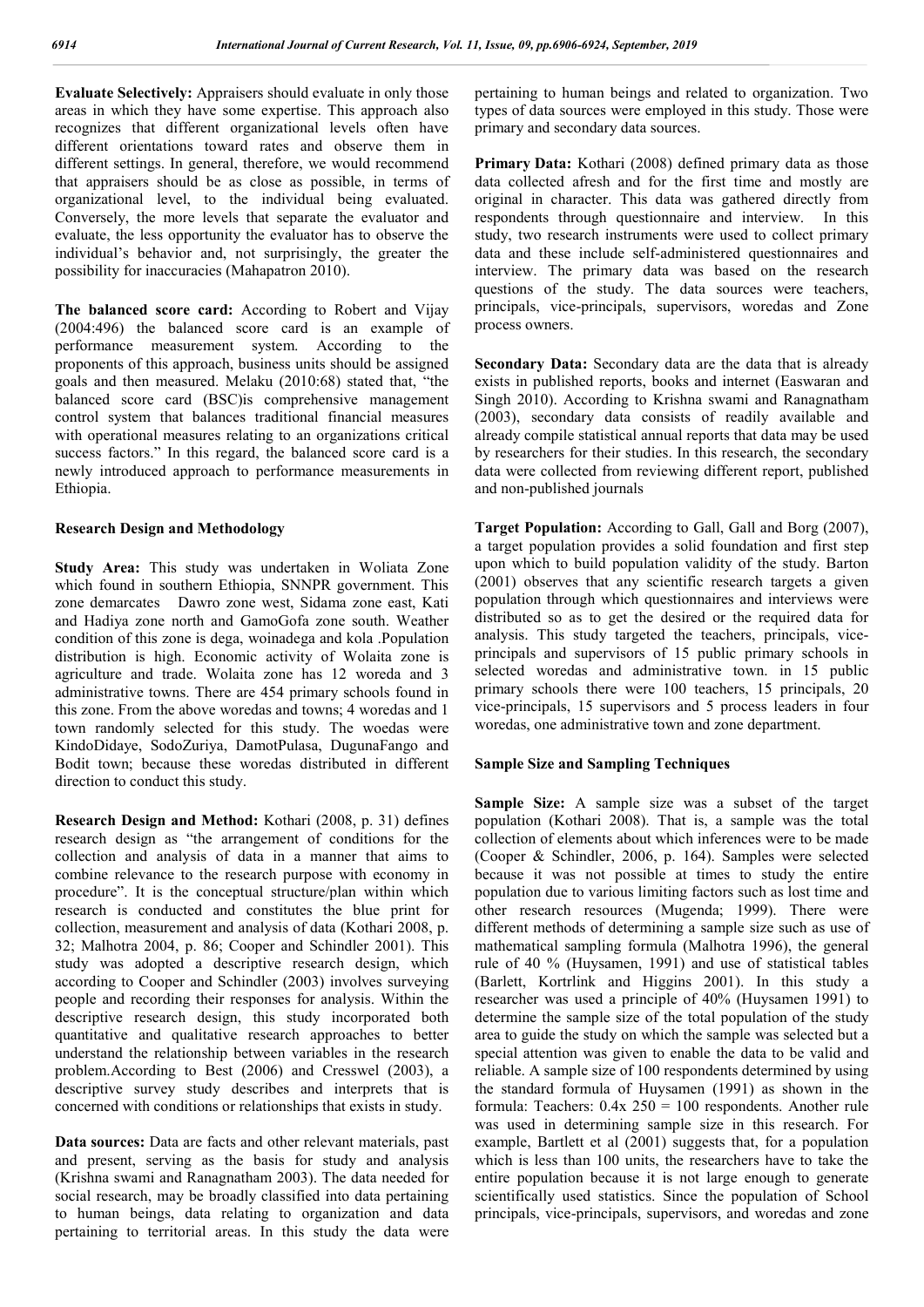**Evaluate Selectively:** Appraisers should evaluate in only those areas in which they have some expertise. This approach also recognizes that different organizational levels often have different orientations toward rates and observe them in different settings. In general, therefore, we would recommend that appraisers should be as close as possible, in terms of organizational level, to the individual being evaluated. Conversely, the more levels that separate the evaluator and evaluate, the less opportunity the evaluator has to observe the individual's behavior and, not surprisingly, the greater the possibility for inaccuracies (Mahapatron 2010).

**The balanced score card:** According to Robert and Vijay (2004:496) the balanced score card is an example of performance measurement system. According to the proponents of this approach, business units should be assigned goals and then measured. Melaku (2010:68) stated that, "the balanced score card (BSC)is comprehensive management control system that balances traditional financial measures with operational measures relating to an organizations critical success factors." In this regard, the balanced score card is a newly introduced approach to performance measurements in Ethiopia.

## Research Design and Methodology

**Study Area:** This study was undertaken in Woliata Zone which found in southern Ethiopia, SNNPR government. This zone demarcates Dawro zone west, Sidama zone east, Kati and Hadiya zone north and GamoGofa zone south. Weather condition of this zone is dega, woinadega and kola .Population distribution is high. Economic activity of Wolaita zone is agriculture and trade. Wolaita zone has 12 woreda and 3 administrative towns. There are 454 primary schools found in this zone. From the above woredas and towns; 4 woredas and 1 town randomly selected for this study. The woedas were KindoDidaye, SodoZuriya, DamotPulasa, DugunaFango and Bodit town; because these woredas distributed in different direction to conduct this study.

**Research Design and Method:** Kothari (2008, p. 31) defines research design as "the arrangement of conditions for the collection and analysis of data in a manner that aims to combine relevance to the research purpose with economy in procedure". It is the conceptual structure/plan within which research is conducted and constitutes the blue print for collection, measurement and analysis of data (Kothari 2008, p. 32; Malhotra 2004, p. 86; Cooper and Schindler 2001). This study was adopted a descriptive research design, which according to Cooper and Schindler (2003) involves surveying people and recording their responses for analysis. Within the descriptive research design, this study incorporated both quantitative and qualitative research approaches to better understand the relationship between variables in the research problem.According to Best (2006) and Cresswel (2003), a descriptive survey study describes and interprets that is concerned with conditions or relationships that exists in study.

**Data sources:** Data are facts and other relevant materials, past and present, serving as the basis for study and analysis (Krishna swami and Ranagnatham 2003). The data needed for social research, may be broadly classified into data pertaining to human beings, data relating to organization and data pertaining to territorial areas. In this study the data were pertaining to human beings and related to organization. Two types of data sources were employed in this study. Those were primary and secondary data sources.

**Primary Data:** Kothari (2008) defined primary data as those data collected afresh and for the first time and mostly are original in character. This data was gathered directly from respondents through questionnaire and interview. In this study, two research instruments were used to collect primary data and these include self-administered questionnaires and interview. The primary data was based on the research questions of the study. The data sources were teachers, principals, vice-principals, supervisors, woredas and Zone process owners.

**Secondary Data:** Secondary data are the data that is already exists in published reports, books and internet (Easwaran and Singh 2010). According to Krishna swami and Ranagnatham (2003), secondary data consists of readily available and already compile statistical annual reports that data may be used by researchers for their studies. In this research, the secondary data were collected from reviewing different report, published and non-published journals

**Target Population:** According to Gall, Gall and Borg (2007), a target population provides a solid foundation and first step upon which to build population validity of the study. Barton (2001) observes that any scientific research targets a given population through which questionnaires and interviews were distributed so as to get the desired or the required data for analysis. This study targeted the teachers, principals, vice-principals and supervisors of 15 public primary schools in selected woredas and administrative town. in 15 public primary schools there were 100 teachers, 15 principals, 20 vice-principals, 15 supervisors and 5 process leaders in four woredas, one administrative town and zone department.

### Sample Size and Sampling Techniques

**Sample Size:** A sample size was a subset of the target population (Kothari 2008). That is, a sample was the total collection of elements about which inferences were to be made (Cooper & Schindler, 2006, p. 164). Samples were selected because it was not possible at times to study the entire population due to various limiting factors such as lost time and other research resources (Mugenda; 1999). There were different methods of determining a sample size such as use of mathematical sampling formula (Malhotra 1996), the general rule of 40 % (Huysamen, 1991) and use of statistical tables (Barlett, Kortrlink and Higgins 2001). In this study a researcher was used a principle of 40% (Huysamen 1991) to determine the sample size of the total population of the study area to guide the study on which the sample was selected but a special attention was given to enable the data to be valid and reliable. A sample size of 100 respondents determined by using the standard formula of Huysamen (1991) as shown in the formula: Teachers: $0.4x\ 250 = 100$ respondents. Another rule was used in determining sample size in this research. For example, Bartlett et al (2001) suggests that, for a population which is less than 100 units, the researchers have to take the entire population because it is not large enough to generate scientifically used statistics. Since the population of School principals, vice-principals, supervisors, and woredas and zone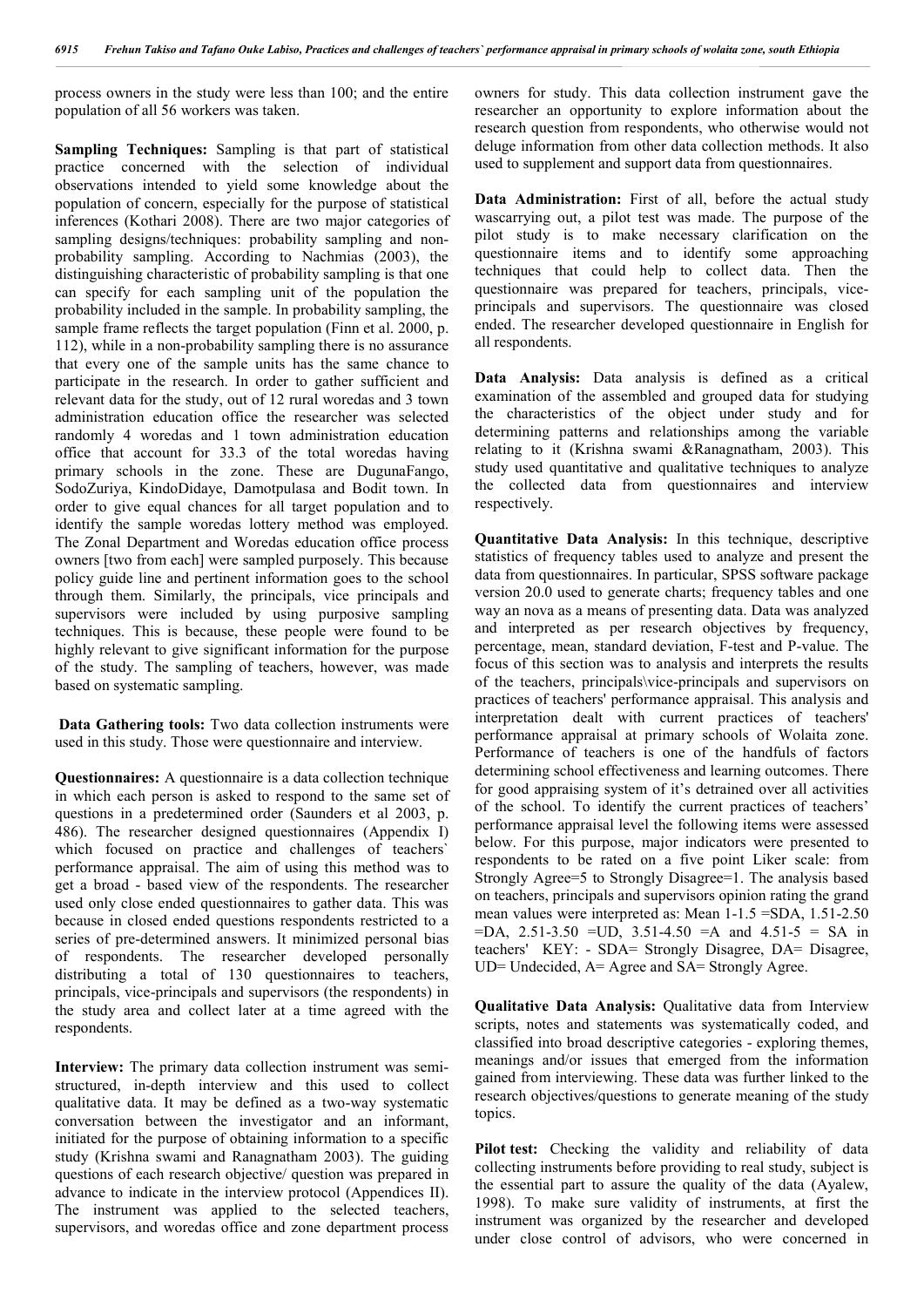process owners in the study were less than 100; and the entire population of all 56 workers was taken.

**Sampling Techniques:** Sampling is that part of statistical practice concerned with the selection of individual observations intended to yield some knowledge about the population of concern, especially for the purpose of statistical inferences (Kothari 2008). There are two major categories of sampling designs/techniques: probability sampling and non-probability sampling. According to Nachmias (2003), the distinguishing characteristic of probability sampling is that one can specify for each sampling unit of the population the probability included in the sample. In probability sampling, the sample frame reflects the target population (Finn et al. 2000, p. 112), while in a non-probability sampling there is no assurance that every one of the sample units has the same chance to participate in the research. In order to gather sufficient and relevant data for the study, out of 12 rural woredas and 3 town administration education office the researcher was selected randomly 4 woredas and 1 town administration education office that account for 33.3 of the total woredas having primary schools in the zone. These are DugunaFango, SodoZuriya, KindoDidaye, Damotpulasa and Bodit town. In order to give equal chances for all target population and to identify the sample woredas lottery method was employed. The Zonal Department and Woredas education office process owners [two from each] were sampled purposely. This because policy guide line and pertinent information goes to the school through them. Similarly, the principals, vice principals and supervisors were included by using purposive sampling techniques. This is because, these people were found to be highly relevant to give significant information for the purpose of the study. The sampling of teachers, however, was made based on systematic sampling.

**Data Gathering tools:** Two data collection instruments were used in this study. Those were questionnaire and interview.

**Questionnaires:** A questionnaire is a data collection technique in which each person is asked to respond to the same set of questions in a predetermined order (Saunders et al 2003, p. 486). The researcher designed questionnaires (Appendix I) which focused on practice and challenges of teachers` performance appraisal. The aim of using this method was to get a broad - based view of the respondents. The researcher used only close ended questionnaires to gather data. This was because in closed ended questions respondents restricted to a series of pre-determined answers. It minimized personal bias of respondents. The researcher developed personally distributing a total of 130 questionnaires to teachers, principals, vice-principals and supervisors (the respondents) in the study area and collect later at a time agreed with the respondents.

**Interview:** The primary data collection instrument was semi-structured, in-depth interview and this used to collect qualitative data. It may be defined as a two-way systematic conversation between the investigator and an informant, initiated for the purpose of obtaining information to a specific study (Krishna swami and Ranagnatham 2003). The guiding questions of each research objective/ question was prepared in advance to indicate in the interview protocol (Appendices II). The instrument was applied to the selected teachers, supervisors, and woredas office and zone department process owners for study. This data collection instrument gave the researcher an opportunity to explore information about the research question from respondents, who otherwise would not deluge information from other data collection methods. It also used to supplement and support data from questionnaires.

**Data Administration:** First of all, before the actual study wascarrying out, a pilot test was made. The purpose of the pilot study is to make necessary clarification on the questionnaire items and to identify some approaching techniques that could help to collect data. Then the questionnaire was prepared for teachers, principals, vice-principals and supervisors. The questionnaire was closed ended. The researcher developed questionnaire in English for all respondents.

**Data Analysis:** Data analysis is defined as a critical examination of the assembled and grouped data for studying the characteristics of the object under study and for determining patterns and relationships among the variable relating to it (Krishna swami &Ranagnatham, 2003). This study used quantitative and qualitative techniques to analyze the collected data from questionnaires and interview respectively.

**Quantitative Data Analysis:** In this technique, descriptive statistics of frequency tables used to analyze and present the data from questionnaires. In particular, SPSS software package version 20.0 used to generate charts; frequency tables and one way an nova as a means of presenting data. Data was analyzed and interpreted as per research objectives by frequency, percentage, mean, standard deviation, F-test and P-value. The focus of this section was to analysis and interprets the results of the teachers, principals\vice-principals and supervisors on practices of teachers' performance appraisal. This analysis and interpretation dealt with current practices of teachers' performance appraisal at primary schools of Wolaita zone. Performance of teachers is one of the handfuls of factors determining school effectiveness and learning outcomes. There for good appraising system of it's detrained over all activities of the school. To identify the current practices of teachers' performance appraisal level the following items were assessed below. For this purpose, major indicators were presented to respondents to be rated on a five point Liker scale: from Strongly Agree=5 to Strongly Disagree=1. The analysis based on teachers, principals and supervisors opinion rating the grand mean values were interpreted as: Mean 1-1.5 =SDA, 1.51-2.50 =DA, 2.51-3.50 =UD, 3.51-4.50 =A and 4.51-5 = SA in teachers' KEY: - SDA= Strongly Disagree, DA= Disagree, UD= Undecided, A= Agree and SA= Strongly Agree.

**Qualitative Data Analysis:** Qualitative data from Interview scripts, notes and statements was systematically coded, and classified into broad descriptive categories - exploring themes, meanings and/or issues that emerged from the information gained from interviewing. These data was further linked to the research objectives/questions to generate meaning of the study topics.

**Pilot test:** Checking the validity and reliability of data collecting instruments before providing to real study, subject is the essential part to assure the quality of the data (Ayalew, 1998). To make sure validity of instruments, at first the instrument was organized by the researcher and developed under close control of advisors, who were concerned in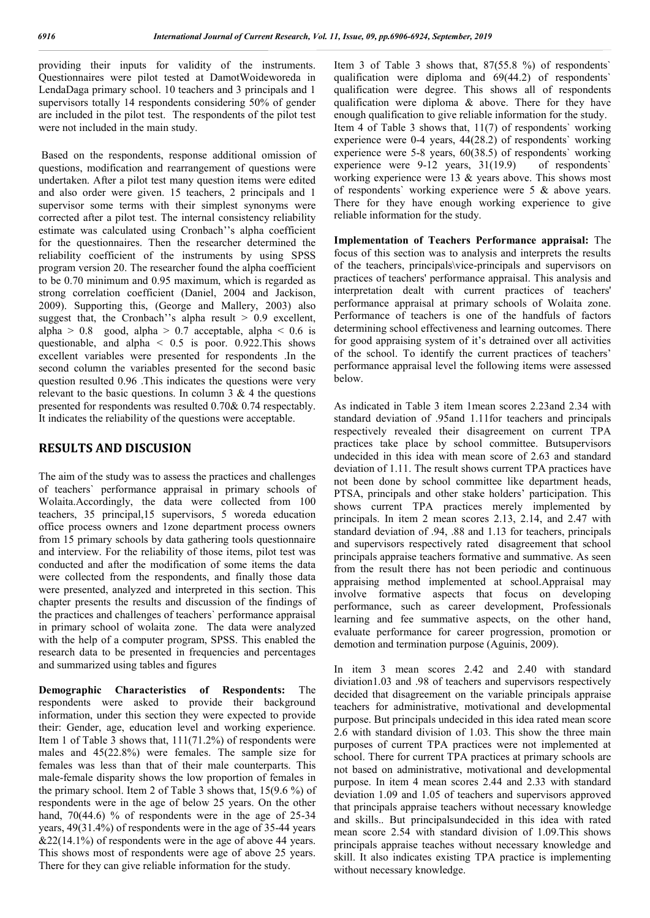providing their inputs for validity of the instruments. Questionnaires were pilot tested at DamotWoideworeda in LendaDaga primary school. 10 teachers and 3 principals and 1 supervisors totally 14 respondents considering 50% of gender are included in the pilot test. The respondents of the pilot test were not included in the main study.

Based on the respondents, response additional omission of questions, modification and rearrangement of questions were undertaken. After a pilot test many question items were edited and also order were given. 15 teachers, 2 principals and 1 supervisor some terms with their simplest synonyms were corrected after a pilot test. The internal consistency reliability estimate was calculated using Cronbach''s alpha coefficient for the questionnaires. Then the researcher determined the reliability coefficient of the instruments by using SPSS program version 20. The researcher found the alpha coefficient to be 0.70 minimum and 0.95 maximum, which is regarded as strong correlation coefficient (Daniel, 2004 and Jackison, 2009). Supporting this, (George and Mallery, 2003) also suggest that, the Cronbach''s alpha result > 0.9 excellent, alpha > 0.8 good, alpha > 0.7 acceptable, alpha < 0.6 is questionable, and alpha < 0.5 is poor. 0.922.This shows excellent variables were presented for respondents .In the second column the variables presented for the second basic question resulted 0.96 .This indicates the questions were very relevant to the basic questions. In column 3 & 4 the questions presented for respondents was resulted 0.70& 0.74 respectably. It indicates the reliability of the questions were acceptable.

## RESULTS AND DISCUSION

The aim of the study was to assess the practices and challenges of teachers` performance appraisal in primary schools of Wolaita.Accordingly, the data were collected from 100 teachers, 35 principal,15 supervisors, 5 woreda education office process owners and 1zone department process owners from 15 primary schools by data gathering tools questionnaire and interview. For the reliability of those items, pilot test was conducted and after the modification of some items the data were collected from the respondents, and finally those data were presented, analyzed and interpreted in this section. This chapter presents the results and discussion of the findings of the practices and challenges of teachers` performance appraisal in primary school of wolaita zone. The data were analyzed with the help of a computer program, SPSS. This enabled the research data to be presented in frequencies and percentages and summarized using tables and figures

**Demographic Characteristics of Respondents:** The respondents were asked to provide their background information, under this section they were expected to provide their: Gender, age, education level and working experience. Item 1 of Table 3 shows that, 111(71.2%) of respondents were males and 45(22.8%) were females. The sample size for females was less than that of their male counterparts. This male-female disparity shows the low proportion of females in the primary school. Item 2 of Table 3 shows that, 15(9.6 %) of respondents were in the age of below 25 years. On the other hand, 70(44.6) % of respondents were in the age of 25-34 years, 49(31.4%) of respondents were in the age of 35-44 years &22(14.1%) of respondents were in the age of above 44 years. This shows most of respondents were age of above 25 years. There for they can give reliable information for the study.

Item 3 of Table 3 shows that, 87(55.8 %) of respondents` qualification were diploma and 69(44.2) of respondents` qualification were degree. This shows all of respondents qualification were diploma & above. There for they have enough qualification to give reliable information for the study. Item 4 of Table 3 shows that, 11(7) of respondents` working experience were 0-4 years, 44(28.2) of respondents` working experience were 5-8 years, 60(38.5) of respondents` working experience were 9-12 years, 31(19.9) of respondents` working experience were 13 & years above. This shows most of respondents` working experience were 5 & above years. There for they have enough working experience to give reliable information for the study.

**Implementation of Teachers Performance appraisal:** The focus of this section was to analysis and interprets the results of the teachers, principals\vice-principals and supervisors on practices of teachers' performance appraisal. This analysis and interpretation dealt with current practices of teachers' performance appraisal at primary schools of Wolaita zone. Performance of teachers is one of the handfuls of factors determining school effectiveness and learning outcomes. There for good appraising system of it's detrained over all activities of the school. To identify the current practices of teachers' performance appraisal level the following items were assessed below.

As indicated in Table 3 item 1mean scores 2.23and 2.34 with standard deviation of .95and 1.11for teachers and principals respectively revealed their disagreement on current TPA practices take place by school committee. Butsupervisors undecided in this idea with mean score of 2.63 and standard deviation of 1.11. The result shows current TPA practices have not been done by school committee like department heads, PTSA, principals and other stake holders' participation. This shows current TPA practices merely implemented by principals. In item 2 mean scores 2.13, 2.14, and 2.47 with standard deviation of .94, .88 and 1.13 for teachers, principals and supervisors respectively rated disagreement that school principals appraise teachers formative and summative. As seen from the result there has not been periodic and continuous appraising method implemented at school.Appraisal may involve formative aspects that focus on developing performance, such as career development, Professionals learning and fee summative aspects, on the other hand, evaluate performance for career progression, promotion or demotion and termination purpose (Aguinis, 2009).

In item 3 mean scores 2.42 and 2.40 with standard diviation1.03 and .98 of teachers and supervisors respectively decided that disagreement on the variable principals appraise teachers for administrative, motivational and developmental purpose. But principals undecided in this idea rated mean score 2.6 with standard division of 1.03. This show the three main purposes of current TPA practices were not implemented at school. There for current TPA practices at primary schools are not based on administrative, motivational and developmental purpose. In item 4 mean scores 2.44 and 2.33 with standard deviation 1.09 and 1.05 of teachers and supervisors approved that principals appraise teachers without necessary knowledge and skills.. But principalsundecided in this idea with rated mean score 2.54 with standard division of 1.09.This shows principals appraise teaches without necessary knowledge and skill. It also indicates existing TPA practice is implementing without necessary knowledge.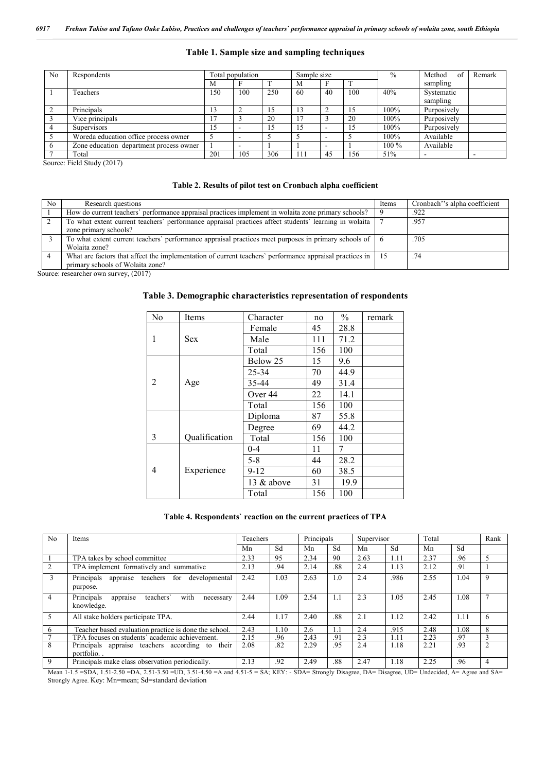**Table 1. Sample size and sampling techniques**

| No | Respondents | Total population | | | Sample size | | | % | Method of sampling | Remark |
|---|---|---|---|---|---|---|---|---|---|---|
| | | M | F | T | M | F | T | | | |
| 1 | Teachers | 150 | 100 | 250 | 60 | 40 | 100 | 40% | Systematic sampling | |
| 2 | Principals | 13 | 2 | 15 | 13 | 2 | 15 | 100% | Purposively | |
| 3 | Vice principals | 17 | 3 | 20 | 17 | 3 | 20 | 100% | Purposively | |
| 4 | Supervisors | 15 | - | 15 | 15 | - | 15 | 100% | Purposively | |
| 5 | Woreda education office process owner | 5 | - | 5 | 5 | - | 5 | 100% | Available | |
| 6 | Zone education department process owner | 1 | - | 1 | 1 | - | 1 | 100 % | Available | |
| 7 | Total | 201 | 105 | 306 | 111 | 45 | 156 | 51% | - | - |

Source: Field Study (2017)

**Table 2. Results of pilot test on Cronbach alpha coefficient**

| No | Research questions | Items | Cronbach''s alpha coefficient |
|---|---|---|---|
| 1 | How do current teachers` performance appraisal practices implement in wolaita zone primary schools? | 9 | .922 |
| 2 | To what extent current teachers` performance appraisal practices affect students` learning in wolaita zone primary schools? | 7 | .957 |
| 3 | To what extent current teachers` performance appraisal practices meet purposes in primary schools of Wolaita zone? | 6 | .705 |
| 4 | What are factors that affect the implementation of current teachers` performance appraisal practices in primary schools of Wolaita zone? | 15 | .74 |

Source: researcher own survey, (2017)

**Table 3. Demographic characteristics representation of respondents**

| No | Items | Character | no | % | remark |
|---|---|---|---|---|---|
| 1 | Sex | Female | 45 | 28.8 | |
| | | Male | 111 | 71.2 | |
| | | Total | 156 | 100 | |
| 2 | Age | Below 25 | 15 | 9.6 | |
| | | 25-34 | 70 | 44.9 | |
| | | 35-44 | 49 | 31.4 | |
| | | Over 44 | 22 | 14.1 | |
| | | Total | 156 | 100 | |
| 3 | Qualification | Diploma | 87 | 55.8 | |
| | | Degree | 69 | 44.2 | |
| | | Total | 156 | 100 | |
| 4 | Experience | 0-4 | 11 | 7 | |
| | | 5-8 | 44 | 28.2 | |
| | | 9-12 | 60 | 38.5 | |
| | | 13 & above | 31 | 19.9 | |
| | | Total | 156 | 100 | |

**Table 4. Respondents` reaction on the current practices of TPA**

| No | Items | Teachers | | Principals | | Supervisor | | Total | | Rank |
|---|---|---|---|---|---|---|---|---|---|---|
| | | Mn | Sd | Mn | Sd | Mn | Sd | Mn | Sd | |
| 1 | TPA takes by school committee | 2.33 | 95 | 2.34 | 90 | 2.63 | 1.11 | 2.37 | .96 | 5 |
| 2 | TPA implement formatively and summative | 2.13 | .94 | 2.14 | .88 | 2.4 | 1.13 | 2.12 | .91 | 1 |
| 3 | Principals appraise teachers for developmental purpose. | 2.42 | 1.03 | 2.63 | 1.0 | 2.4 | .986 | 2.55 | 1.04 | 9 |
| 4 | Principals appraise teachers` with necessary knowledge. | 2.44 | 1.09 | 2.54 | 1.1 | 2.3 | 1.05 | 2.45 | 1.08 | 7 |
| 5 | All stake holders participate TPA. | 2.44 | 1.17 | 2.40 | .88 | 2.1 | 1.12 | 2.42 | 1.11 | 6 |
| 6 | Teacher based evaluation practice is done the school. | 2.43 | 1.10 | 2.6 | 1.1 | 2.4 | .915 | 2.48 | 1.08 | 8 |
| 7 | TPA focuses on students` academic achievement. | 2.15 | .96 | 2.43 | .91 | 2.3 | 1.11 | 2.23 | .97 | 3 |
| 8 | Principals appraise teachers according to their portfolio. . | 2.08 | .82 | 2.29 | .95 | 2.4 | 1.18 | 2.21 | .93 | 2 |
| 9 | Principals make class observation periodically. | 2.13 | .92 | 2.49 | .88 | 2.47 | 1.18 | 2.25 | .96 | 4 |

Mean 1-1.5 =SDA, 1.51-2.50 =DA, 2.51-3.50 =UD, 3.51-4.50 =A and 4.51-5 = SA; KEY: - SDA= Strongly Disagree, DA= Disagree, UD= Undecided, A= Agree and SA= Strongly Agree. Key: Mn=mean; Sd=standard deviation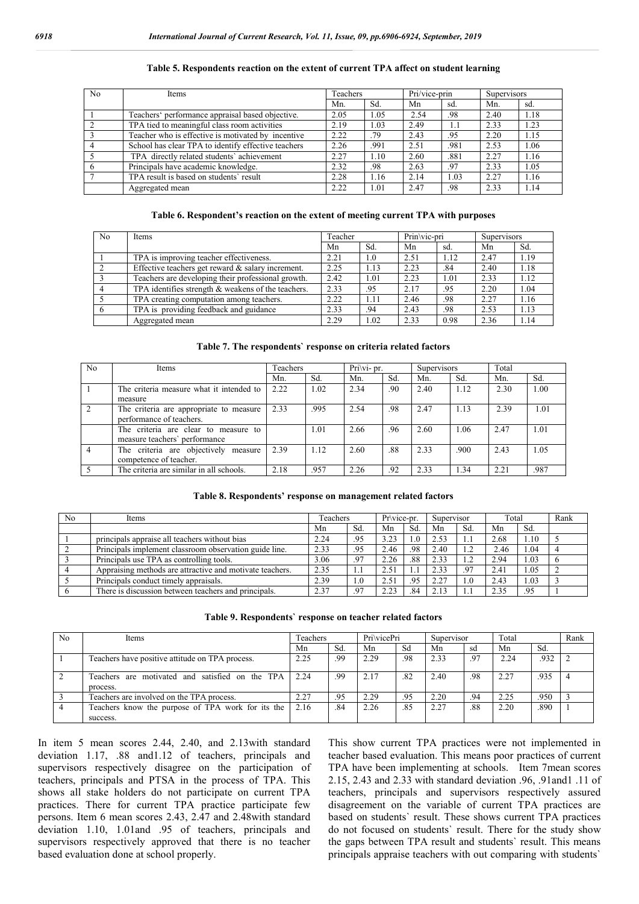**Table 5. Respondents reaction on the extent of current TPA affect on student learning**

| No | Items | Teachers | | Pri/vice-prin | | Supervisors | |
|---|---|---|---|---|---|---|---|
| | | Mn. | Sd. | Mn | sd. | Mn. | sd. |
| 1 | Teachers' performance appraisal based objective. | 2.05 | 1.05 | 2.54 | .98 | 2.40 | 1.18 |
| 2 | TPA tied to meaningful class room activities | 2.19 | 1.03 | 2.49 | 1.1 | 2.33 | 1.23 |
| 3 | Teacher who is effective is motivated by incentive | 2.22 | .79 | 2.43 | .95 | 2.20 | 1.15 |
| 4 | School has clear TPA to identify effective teachers | 2.26 | .991 | 2.51 | .981 | 2.53 | 1.06 |
| 5 | TPA directly related students` achievement | 2.27 | 1.10 | 2.60 | .881 | 2.27 | 1.16 |
| 6 | Principals have academic knowledge. | 2.32 | .98 | 2.63 | .97 | 2.33 | 1.05 |
| 7 | TPA result is based on students` result | 2.28 | 1.16 | 2.14 | 1.03 | 2.27 | 1.16 |
| | Aggregated mean | 2.22 | 1.01 | 2.47 | .98 | 2.33 | 1.14 |

**Table 6. Respondent's reaction on the extent of meeting current TPA with purposes**

| No | Items | Teacher | | Prin\vic-pri | | Supervisors | |
|---|---|---|---|---|---|---|---|
| | | Mn | Sd. | Mn | sd. | Mn | Sd. |
| 1 | TPA is improving teacher effectiveness. | 2.21 | 1.0 | 2.51 | 1.12 | 2.47 | 1.19 |
| 2 | Effective teachers get reward & salary increment. | 2.25 | 1.13 | 2.23 | .84 | 2.40 | 1.18 |
| 3 | Teachers are developing their professional growth. | 2.42 | 1.01 | 2.23 | 1.01 | 2.33 | 1.12 |
| 4 | TPA identifies strength & weakens of the teachers. | 2.33 | .95 | 2.17 | .95 | 2.20 | 1.04 |
| 5 | TPA creating computation among teachers. | 2.22 | 1.11 | 2.46 | .98 | 2.27 | 1.16 |
| 6 | TPA is providing feedback and guidance | 2.33 | .94 | 2.43 | .98 | 2.53 | 1.13 |
| | Aggregated mean | 2.29 | 1.02 | 2.33 | 0.98 | 2.36 | 1.14 |

**Table 7. The respondents` response on criteria related factors**

| No | Items | Teachers | | Pri\vi- pr. | | Supervisors | | Total | |
|---|---|---|---|---|---|---|---|---|---|
| | | Mn. | Sd. | Mn. | Sd. | Mn. | Sd. | Mn. | Sd. |
| 1 | The criteria measure what it intended to measure | 2.22 | 1.02 | 2.34 | .90 | 2.40 | 1.12 | 2.30 | 1.00 |
| 2 | The criteria are appropriate to measure performance of teachers. | 2.33 | .995 | 2.54 | .98 | 2.47 | 1.13 | 2.39 | 1.01 |
| | The criteria are clear to measure to measure teachers` performance | | 1.01 | 2.66 | .96 | 2.60 | 1.06 | 2.47 | 1.01 |
| 4 | The criteria are objectively measure competence of teacher. | 2.39 | 1.12 | 2.60 | .88 | 2.33 | .900 | 2.43 | 1.05 |
| 5 | The criteria are similar in all schools. | 2.18 | .957 | 2.26 | .92 | 2.33 | 1.34 | 2.21 | .987 |

**Table 8. Respondents' response on management related factors**

| No | Items | Teachers | | Pr\vice-pr. | | Supervisor | | Total | | Rank |
|---|---|---|---|---|---|---|---|---|---|---|
| | | Mn | Sd. | Mn | Sd. | Mn | Sd. | Mn | Sd. | |
| 1 | principals appraise all teachers without bias | 2.24 | .95 | 3.23 | 1.0 | 2.53 | 1.1 | 2.68 | 1.10 | 5 |
| 2 | Principals implement classroom observation guide line. | 2.33 | .95 | 2.46 | .98 | 2.40 | 1.2 | 2.46 | 1.04 | 4 |
| 3 | Principals use TPA as controlling tools. | 3.06 | .97 | 2.26 | .88 | 2.33 | 1.2 | 2.94 | 1.03 | 6 |
| 4 | Appraising methods are attractive and motivate teachers. | 2.35 | 1.1 | 2.51 | 1.1 | 2.33 | .97 | 2.41 | 1.05 | 2 |
| 5 | Principals conduct timely appraisals. | 2.39 | 1.0 | 2.51 | .95 | 2.27 | 1.0 | 2.43 | 1.03 | 3 |
| 6 | There is discussion between teachers and principals. | 2.37 | .97 | 2.23 | .84 | 2.13 | 1.1 | 2.35 | .95 | 1 |

**Table 9. Respondents` response on teacher related factors**

| No | Items | Teachers | | Pri\vicePri | | Supervisor | | Total | | Rank |
|---|---|---|---|---|---|---|---|---|---|---|
| | | Mn | Sd. | Mn | Sd | Mn | sd | Mn | Sd. | |
| 1 | Teachers have positive attitude on TPA process. | 2.25 | .99 | 2.29 | .98 | 2.33 | .97 | 2.24 | .932 | 2 |
| 2 | Teachers are motivated and satisfied on the TPA process. | 2.24 | .99 | 2.17 | .82 | 2.40 | .98 | 2.27 | .935 | 4 |
| 3 | Teachers are involved on the TPA process. | 2.27 | .95 | 2.29 | .95 | 2.20 | .94 | 2.25 | .950 | 3 |
| 4 | Teachers know the purpose of TPA work for its the success. | 2.16 | .84 | 2.26 | .85 | 2.27 | .88 | 2.20 | .890 | 1 |

In item 5 mean scores 2.44, 2.40, and 2.13with standard deviation 1.17, .88 and1.12 of teachers, principals and supervisors respectively disagree on the participation of teachers, principals and PTSA in the process of TPA. This shows all stake holders do not participate on current TPA practices. There for current TPA practice participate few persons. Item 6 mean scores 2.43, 2.47 and 2.48with standard deviation 1.10, 1.01and .95 of teachers, principals and supervisors respectively approved that there is no teacher based evaluation done at school properly.

This show current TPA practices were not implemented in teacher based evaluation. This means poor practices of current TPA have been implementing at schools. Item 7mean scores 2.15, 2.43 and 2.33 with standard deviation .96, .91and1 .11 of teachers, principals and supervisors respectively assured disagreement on the variable of current TPA practices are based on students` result. These shows current TPA practices do not focused on students` result. There for the study show the gaps between TPA result and students` result. This means principals appraise teachers with out comparing with students`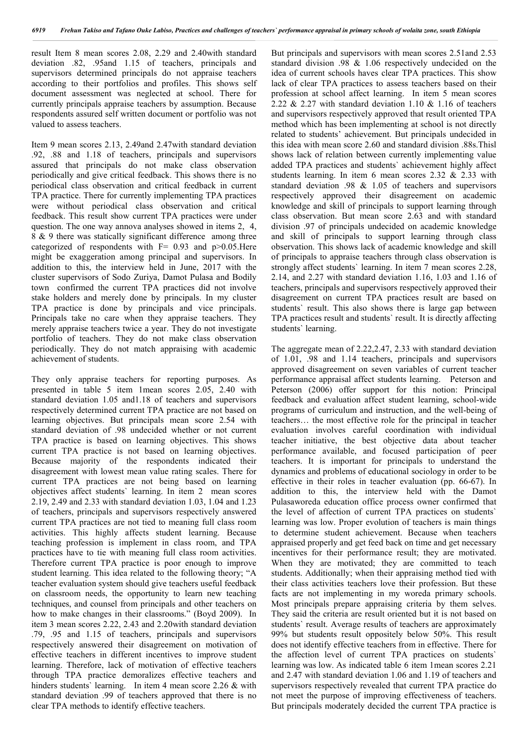result Item 8 mean scores 2.08, 2.29 and 2.40with standard deviation .82, .95and 1.15 of teachers, principals and supervisors determined principals do not appraise teachers according to their portfolios and profiles. This shows self document assessment was neglected at school. There for currently principals appraise teachers by assumption. Because respondents assured self written document or portfolio was not valued to assess teachers.

Item 9 mean scores 2.13, 2.49and 2.47with standard deviation .92, .88 and 1.18 of teachers, principals and supervisors assured that principals do not make class observation periodically and give critical feedback. This shows there is no periodical class observation and critical feedback in current TPA practice. There for currently implementing TPA practices were without periodical class observation and critical feedback. This result show current TPA practices were under question. The one way annova analyses showed in items 2, 4, 8 & 9 there was statically significant difference among three categorized of respondents with F= 0.93 and p>0.05.Here might be exaggeration among principal and supervisors. In addition to this, the interview held in June, 2017 with the cluster supervisors of Sodo Zuriya, Damot Pulasa and Bodily town confirmed the current TPA practices did not involve stake holders and merely done by principals. In my cluster TPA practice is done by principals and vice principals. Principals take no care when they appraise teachers. They merely appraise teachers twice a year. They do not investigate portfolio of teachers. They do not make class observation periodically. They do not match appraising with academic achievement of students.

They only appraise teachers for reporting purposes. As presented in table 5 item 1mean scores 2.05, 2.40 with standard deviation 1.05 and1.18 of teachers and supervisors respectively determined current TPA practice are not based on learning objectives. But principals mean score 2.54 with standard deviation of .98 undecided whether or not current TPA practice is based on learning objectives. This shows current TPA practice is not based on learning objectives. Because majority of the respondents indicated their disagreement with lowest mean value rating scales. There for current TPA practices are not being based on learning objectives affect students` learning. In item 2 mean scores 2.19, 2.49 and 2.33 with standard deviation 1.03, 1.04 and 1.23 of teachers, principals and supervisors respectively answered current TPA practices are not tied to meaning full class room activities. This highly affects student learning. Because teaching profession is implement in class room, and TPA practices have to tie with meaning full class room activities. Therefore current TPA practice is poor enough to improve student learning. This idea related to the following theory; "A teacher evaluation system should give teachers useful feedback on classroom needs, the opportunity to learn new teaching techniques, and counsel from principals and other teachers on how to make changes in their classrooms." (Boyd 2009). In item 3 mean scores 2.22, 2.43 and 2.20with standard deviation .79, .95 and 1.15 of teachers, principals and supervisors respectively answered their disagreement on motivation of effective teachers in different incentives to improve student learning. Therefore, lack of motivation of effective teachers through TPA practice demoralizes effective teachers and hinders students` learning. In item 4 mean score 2.26 & with standard deviation .99 of teachers approved that there is no clear TPA methods to identify effective teachers.

But principals and supervisors with mean scores 2.51and 2.53 standard division .98 & 1.06 respectively undecided on the idea of current schools haves clear TPA practices. This show lack of clear TPA practices to assess teachers based on their profession at school affect learning. In item 5 mean scores 2.22 & 2.27 with standard deviation 1.10 & 1.16 of teachers and supervisors respectively approved that result oriented TPA method which has been implementing at school is not directly related to students' achievement. But principals undecided in this idea with mean score 2.60 and standard division .88s.Thisl shows lack of relation between currently implementing value added TPA practices and students` achievement highly affect students learning. In item 6 mean scores 2.32 & 2.33 with standard deviation .98 & 1.05 of teachers and supervisors respectively approved their disagreement on academic knowledge and skill of principals to support learning through class observation. But mean score 2.63 and with standard division .97 of principals undecided on academic knowledge and skill of principals to support learning through class observation. This shows lack of academic knowledge and skill of principals to appraise teachers through class observation is strongly affect students` learning. In item 7 mean scores 2.28, 2.14, and 2.27 with standard deviation 1.16, 1.03 and 1.16 of teachers, principals and supervisors respectively approved their disagreement on current TPA practices result are based on students` result. This also shows there is large gap between TPA practices result and students` result. It is directly affecting students` learning.

The aggregate mean of 2.22,2.47, 2.33 with standard deviation of 1.01, .98 and 1.14 teachers, principals and supervisors approved disagreement on seven variables of current teacher performance appraisal affect students learning. Peterson and Peterson (2006) offer support for this notion: Principal feedback and evaluation affect student learning, school-wide programs of curriculum and instruction, and the well-being of teachers… the most effective role for the principal in teacher evaluation involves careful coordination with individual teacher initiative, the best objective data about teacher performance available, and focused participation of peer teachers. It is important for principals to understand the dynamics and problems of educational sociology in order to be effective in their roles in teacher evaluation (pp. 66-67). In addition to this, the interview held with the Damot Pulasaworeda education office process owner confirmed that the level of affection of current TPA practices on students` learning was low. Proper evolution of teachers is main things to determine student achievement. Because when teachers appraised properly and get feed back on time and get necessary incentives for their performance result; they are motivated. When they are motivated; they are committed to teach students. Additionally; when their appraising method tied with their class activities teachers love their profession. But these facts are not implementing in my woreda primary schools. Most principals prepare appraising criteria by them selves. They said the criteria are result oriented but it is not based on students` result. Average results of teachers are approximately 99% but students result oppositely below 50%. This result does not identify effective teachers from in effective. There for the affection level of current TPA practices on students` learning was low. As indicated table 6 item 1mean scores 2.21 and 2.47 with standard deviation 1.06 and 1.19 of teachers and supervisors respectively revealed that current TPA practice do not meet the purpose of improving effectiveness of teachers. But principals moderately decided the current TPA practice is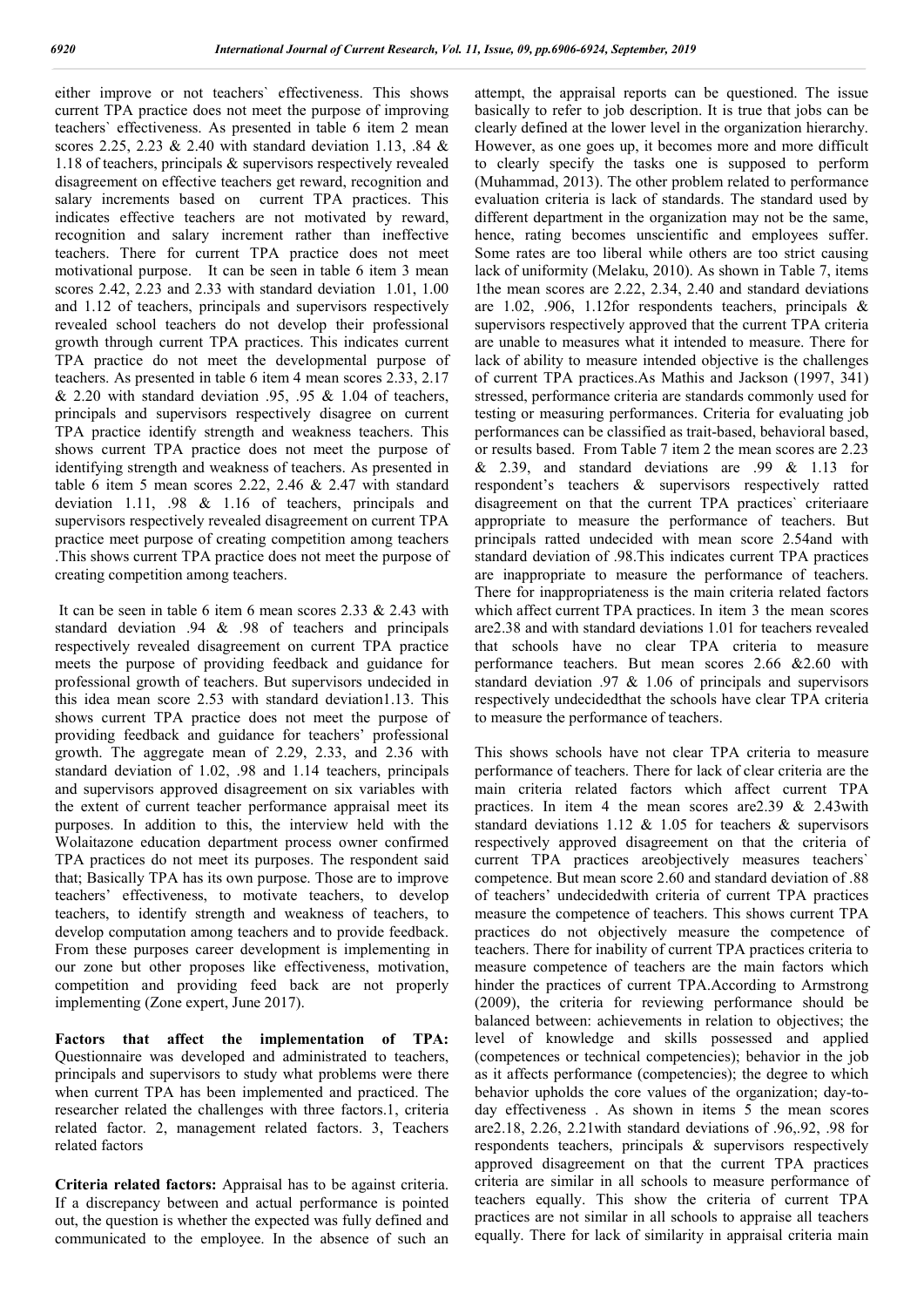either improve or not teachers` effectiveness. This shows current TPA practice does not meet the purpose of improving teachers` effectiveness. As presented in table 6 item 2 mean scores 2.25, 2.23 & 2.40 with standard deviation 1.13, .84 & 1.18 of teachers, principals & supervisors respectively revealed disagreement on effective teachers get reward, recognition and salary increments based on current TPA practices. This indicates effective teachers are not motivated by reward, recognition and salary increment rather than ineffective teachers. There for current TPA practice does not meet motivational purpose. It can be seen in table 6 item 3 mean scores 2.42, 2.23 and 2.33 with standard deviation 1.01, 1.00 and 1.12 of teachers, principals and supervisors respectively revealed school teachers do not develop their professional growth through current TPA practices. This indicates current TPA practice do not meet the developmental purpose of teachers. As presented in table 6 item 4 mean scores 2.33, 2.17 & 2.20 with standard deviation .95, .95 & 1.04 of teachers, principals and supervisors respectively disagree on current TPA practice identify strength and weakness teachers. This shows current TPA practice does not meet the purpose of identifying strength and weakness of teachers. As presented in table 6 item 5 mean scores 2.22, 2.46 & 2.47 with standard deviation 1.11, .98 & 1.16 of teachers, principals and supervisors respectively revealed disagreement on current TPA practice meet purpose of creating competition among teachers .This shows current TPA practice does not meet the purpose of creating competition among teachers.

It can be seen in table 6 item 6 mean scores 2.33 & 2.43 with standard deviation .94 & .98 of teachers and principals respectively revealed disagreement on current TPA practice meets the purpose of providing feedback and guidance for professional growth of teachers. But supervisors undecided in this idea mean score 2.53 with standard deviation1.13. This shows current TPA practice does not meet the purpose of providing feedback and guidance for teachers' professional growth. The aggregate mean of 2.29, 2.33, and 2.36 with standard deviation of 1.02, .98 and 1.14 teachers, principals and supervisors approved disagreement on six variables with the extent of current teacher performance appraisal meet its purposes. In addition to this, the interview held with the Wolaitazone education department process owner confirmed TPA practices do not meet its purposes. The respondent said that; Basically TPA has its own purpose. Those are to improve teachers' effectiveness, to motivate teachers, to develop teachers, to identify strength and weakness of teachers, to develop computation among teachers and to provide feedback. From these purposes career development is implementing in our zone but other proposes like effectiveness, motivation, competition and providing feed back are not properly implementing (Zone expert, June 2017).

**Factors that affect the implementation of TPA:** Questionnaire was developed and administrated to teachers, principals and supervisors to study what problems were there when current TPA has been implemented and practiced. The researcher related the challenges with three factors.1, criteria related factor. 2, management related factors. 3, Teachers related factors

**Criteria related factors:** Appraisal has to be against criteria. If a discrepancy between and actual performance is pointed out, the question is whether the expected was fully defined and communicated to the employee. In the absence of such an attempt, the appraisal reports can be questioned. The issue basically to refer to job description. It is true that jobs can be clearly defined at the lower level in the organization hierarchy. However, as one goes up, it becomes more and more difficult to clearly specify the tasks one is supposed to perform (Muhammad, 2013). The other problem related to performance evaluation criteria is lack of standards. The standard used by different department in the organization may not be the same, hence, rating becomes unscientific and employees suffer. Some rates are too liberal while others are too strict causing lack of uniformity (Melaku, 2010). As shown in Table 7, items 1the mean scores are 2.22, 2.34, 2.40 and standard deviations are 1.02, .906, 1.12for respondents teachers, principals & supervisors respectively approved that the current TPA criteria are unable to measures what it intended to measure. There for lack of ability to measure intended objective is the challenges of current TPA practices.As Mathis and Jackson (1997, 341) stressed, performance criteria are standards commonly used for testing or measuring performances. Criteria for evaluating job performances can be classified as trait-based, behavioral based, or results based. From Table 7 item 2 the mean scores are 2.23 & 2.39, and standard deviations are .99 & 1.13 for respondent's teachers & supervisors respectively ratted disagreement on that the current TPA practices` criteriaare appropriate to measure the performance of teachers. But principals ratted undecided with mean score 2.54and with standard deviation of .98.This indicates current TPA practices are inappropriate to measure the performance of teachers. There for inappropriateness is the main criteria related factors which affect current TPA practices. In item 3 the mean scores are2.38 and with standard deviations 1.01 for teachers revealed that schools have no clear TPA criteria to measure performance teachers. But mean scores 2.66 &2.60 with standard deviation .97 & 1.06 of principals and supervisors respectively undecidedthat the schools have clear TPA criteria to measure the performance of teachers.

This shows schools have not clear TPA criteria to measure performance of teachers. There for lack of clear criteria are the main criteria related factors which affect current TPA practices. In item 4 the mean scores are2.39 & 2.43with standard deviations 1.12 & 1.05 for teachers & supervisors respectively approved disagreement on that the criteria of current TPA practices areobjectively measures teachers` competence. But mean score 2.60 and standard deviation of .88 of teachers' undecidedwith criteria of current TPA practices measure the competence of teachers. This shows current TPA practices do not objectively measure the competence of teachers. There for inability of current TPA practices criteria to measure competence of teachers are the main factors which hinder the practices of current TPA.According to Armstrong (2009), the criteria for reviewing performance should be balanced between: achievements in relation to objectives; the level of knowledge and skills possessed and applied (competences or technical competences); behavior in the job as it affects performance (competencies); the degree to which behavior upholds the core values of the organization; day-to-day effectiveness . As shown in items 5 the mean scores are2.18, 2.26, 2.21with standard deviations of .96,.92, .98 for respondents teachers, principals & supervisors respectively approved disagreement on that the current TPA practices criteria are similar in all schools to measure performance of teachers equally. This show the criteria of current TPA practices are not similar in all schools to appraise all teachers equally. There for lack of similarity in appraisal criteria main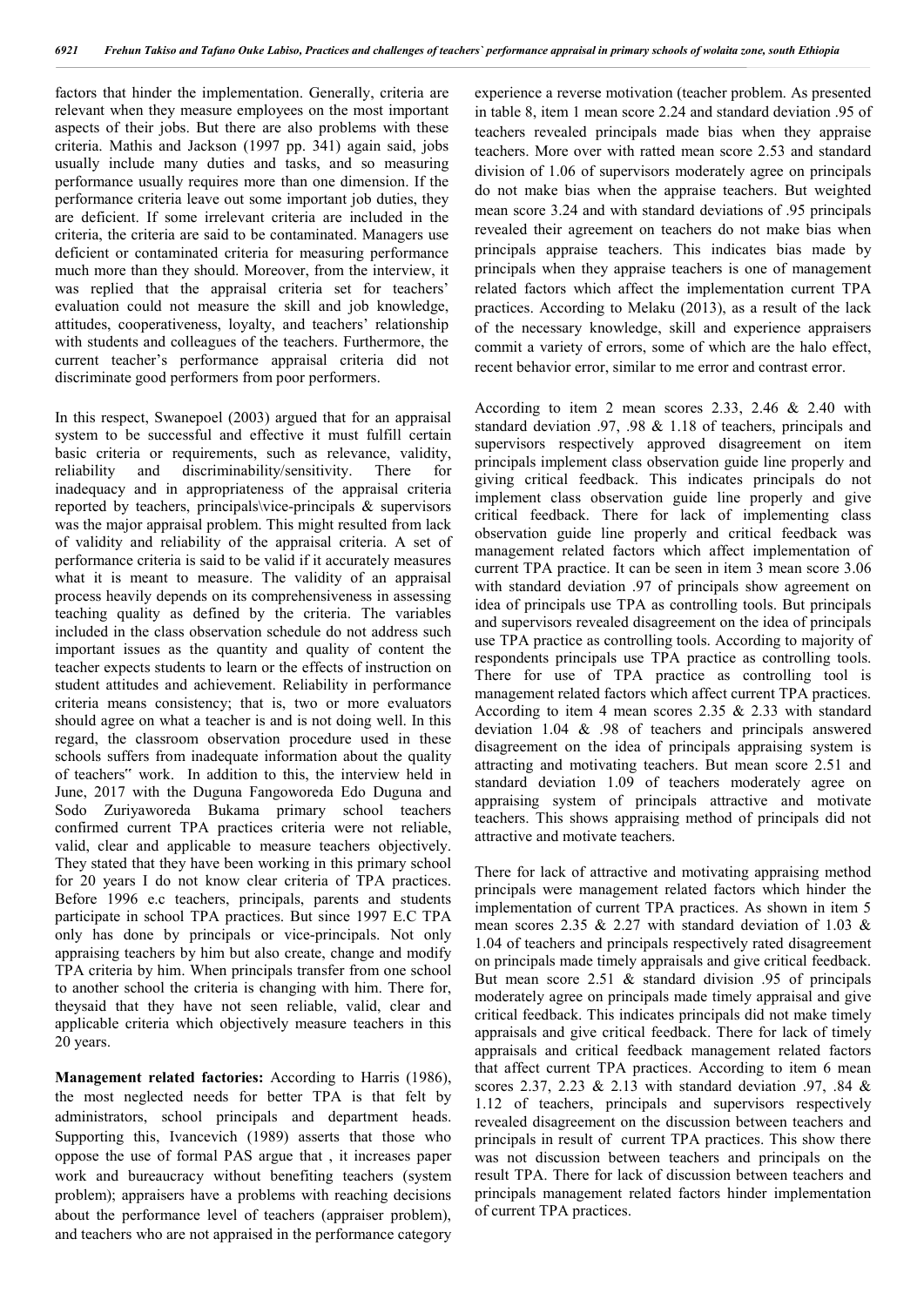factors that hinder the implementation. Generally, criteria are relevant when they measure employees on the most important aspects of their jobs. But there are also problems with these criteria. Mathis and Jackson (1997 pp. 341) again said, jobs usually include many duties and tasks, and so measuring performance usually requires more than one dimension. If the performance criteria leave out some important job duties, they are deficient. If some irrelevant criteria are included in the criteria, the criteria are said to be contaminated. Managers use deficient or contaminated criteria for measuring performance much more than they should. Moreover, from the interview, it was replied that the appraisal criteria set for teachers' evaluation could not measure the skill and job knowledge, attitudes, cooperativeness, loyalty, and teachers' relationship with students and colleagues of the teachers. Furthermore, the current teacher's performance appraisal criteria did not discriminate good performers from poor performers.

In this respect, Swanepoel (2003) argued that for an appraisal system to be successful and effective it must fulfill certain basic criteria or requirements, such as relevance, validity, reliability and discriminability/sensitivity. There for inadequacy and in appropriateness of the appraisal criteria reported by teachers, principals\vice-principals & supervisors was the major appraisal problem. This might resulted from lack of validity and reliability of the appraisal criteria. A set of performance criteria is said to be valid if it accurately measures what it is meant to measure. The validity of an appraisal process heavily depends on its comprehensiveness in assessing teaching quality as defined by the criteria. The variables included in the class observation schedule do not address such important issues as the quantity and quality of content the teacher expects students to learn or the effects of instruction on student attitudes and achievement. Reliability in performance criteria means consistency; that is, two or more evaluators should agree on what a teacher is and is not doing well. In this regard, the classroom observation procedure used in these schools suffers from inadequate information about the quality of teachers" work. In addition to this, the interview held in June, 2017 with the Duguna Fangoworeda Edo Duguna and Sodo Zuriyaworeda Bukama primary school teachers confirmed current TPA practices criteria were not reliable, valid, clear and applicable to measure teachers objectively. They stated that they have been working in this primary school for 20 years I do not know clear criteria of TPA practices. Before 1996 e.c teachers, principals, parents and students participate in school TPA practices. But since 1997 E.C TPA only has done by principals or vice-principals. Not only appraising teachers by him but also create, change and modify TPA criteria by him. When principals transfer from one school to another school the criteria is changing with him. There for, theysaid that they have not seen reliable, valid, clear and applicable criteria which objectively measure teachers in this 20 years.

**Management related factories:** According to Harris (1986), the most neglected needs for better TPA is that felt by administrators, school principals and department heads. Supporting this, Ivancevich (1989) asserts that those who oppose the use of formal PAS argue that , it increases paper work and bureaucracy without benefiting teachers (system problem); appraisers have a problems with reaching decisions about the performance level of teachers (appraiser problem), and teachers who are not appraised in the performance category experience a reverse motivation (teacher problem. As presented in table 8, item 1 mean score 2.24 and standard deviation .95 of teachers revealed principals made bias when they appraise teachers. More over with ratted mean score 2.53 and standard division of 1.06 of supervisors moderately agree on principals do not make bias when the appraise teachers. But weighted mean score 3.24 and with standard deviations of .95 principals revealed their agreement on teachers do not make bias when principals appraise teachers. This indicates bias made by principals when they appraise teachers is one of management related factors which affect the implementation current TPA practices. According to Melaku (2013), as a result of the lack of the necessary knowledge, skill and experience appraisers commit a variety of errors, some of which are the halo effect, recent behavior error, similar to me error and contrast error.

According to item 2 mean scores 2.33, 2.46 & 2.40 with standard deviation .97, .98 & 1.18 of teachers, principals and supervisors respectively approved disagreement on item principals implement class observation guide line properly and giving critical feedback. This indicates principals do not implement class observation guide line properly and give critical feedback. There for lack of implementing class observation guide line properly and critical feedback was management related factors which affect implementation of current TPA practice. It can be seen in item 3 mean score 3.06 with standard deviation .97 of principals show agreement on idea of principals use TPA as controlling tools. But principals and supervisors revealed disagreement on the idea of principals use TPA practice as controlling tools. According to majority of respondents principals use TPA practice as controlling tools. There for use of TPA practice as controlling tool is management related factors which affect current TPA practices. According to item 4 mean scores 2.35 & 2.33 with standard deviation 1.04 & .98 of teachers and principals answered disagreement on the idea of principals appraising system is attracting and motivating teachers. But mean score 2.51 and standard deviation 1.09 of teachers moderately agree on appraising system of principals attractive and motivate teachers. This shows appraising method of principals did not attractive and motivate teachers.

There for lack of attractive and motivating appraising method principals were management related factors which hinder the implementation of current TPA practices. As shown in item 5 mean scores 2.35 & 2.27 with standard deviation of 1.03 & 1.04 of teachers and principals respectively rated disagreement on principals made timely appraisals and give critical feedback. But mean score 2.51 & standard division .95 of principals moderately agree on principals made timely appraisal and give critical feedback. This indicates principals did not make timely appraisals and give critical feedback. There for lack of timely appraisals and critical feedback management related factors that affect current TPA practices. According to item 6 mean scores 2.37, 2.23 & 2.13 with standard deviation .97, .84 & 1.12 of teachers, principals and supervisors respectively revealed disagreement on the discussion between teachers and principals in result of current TPA practices. This show there was not discussion between teachers and principals on the result TPA. There for lack of discussion between teachers and principals management related factors hinder implementation of current TPA practices.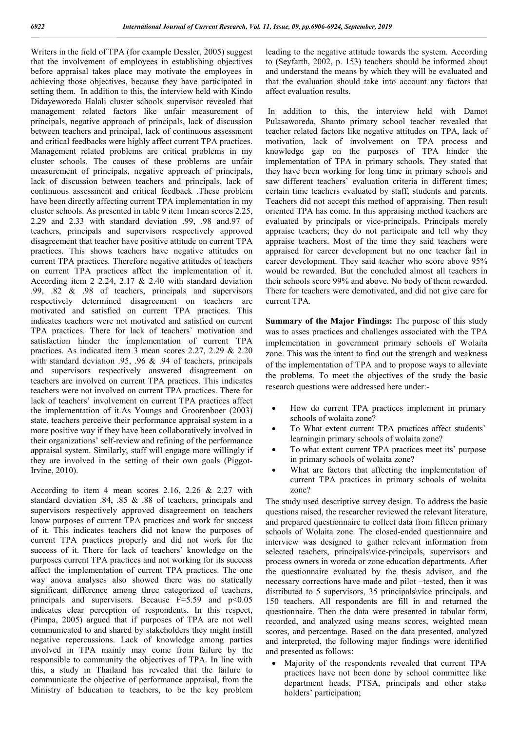Writers in the field of TPA (for example Dessler, 2005) suggest that the involvement of employees in establishing objectives before appraisal takes place may motivate the employees in achieving those objectives, because they have participated in setting them. In addition to this, the interview held with Kindo Didayeworeda Halali cluster schools supervisor revealed that management related factors like unfair measurement of principals, negative approach of principals, lack of discussion between teachers and principal, lack of continuous assessment and critical feedbacks were highly affect current TPA practices. Management related problems are critical problems in my cluster schools. The causes of these problems are unfair measurement of principals, negative approach of principals, lack of discussion between teachers and principals, lack of continuous assessment and critical feedback .These problem have been directly affecting current TPA implementation in my cluster schools. As presented in table 9 item 1mean scores 2.25, 2.29 and 2.33 with standard deviation .99, .98 and.97 of teachers, principals and supervisors respectively approved disagreement that teacher have positive attitude on current TPA practices. This shows teachers have negative attitudes on current TPA practices. Therefore negative attitudes of teachers on current TPA practices affect the implementation of it. According item 2 2.24, 2.17 & 2.40 with standard deviation .99, .82 & .98 of teachers, principals and supervisors respectively determined disagreement on teachers are motivated and satisfied on current TPA practices. This indicates teachers were not motivated and satisfied on current TPA practices. There for lack of teachers` motivation and satisfaction hinder the implementation of current TPA practices. As indicated item 3 mean scores 2.27, 2.29 & 2.20 with standard deviation .95, .96 & .94 of teachers, principals and supervisors respectively answered disagreement on teachers are involved on current TPA practices. This indicates teachers were not involved on current TPA practices. There for lack of teachers' involvement on current TPA practices affect the implementation of it.As Youngs and Grootenboer (2003) state, teachers perceive their performance appraisal system in a more positive way if they have been collaboratively involved in their organizations' self-review and refining of the performance appraisal system. Similarly, staff will engage more willingly if they are involved in the setting of their own goals (Piggot-Irvine, 2010).

According to item 4 mean scores 2.16, 2.26 & 2.27 with standard deviation .84, .85 & .88 of teachers, principals and supervisors respectively approved disagreement on teachers know purposes of current TPA practices and work for success of it. This indicates teachers did not know the purposes of current TPA practices properly and did not work for the success of it. There for lack of teachers` knowledge on the purposes current TPA practices and not working for its success affect the implementation of current TPA practices. The one way anova analyses also showed there was no statically significant difference among three categorized of teachers, principals and supervisors. Because $F=5.59$ and $p<0.05$ indicates clear perception of respondents. In this respect, (Pimpa, 2005) argued that if purposes of TPA are not well communicated to and shared by stakeholders they might instill negative repercussions. Lack of knowledge among parties involved in TPA mainly may come from failure by the responsible to community the objectives of TPA. In line with this, a study in Thailand has revealed that the failure to communicate the objective of performance appraisal, from the Ministry of Education to teachers, to be the key problem leading to the negative attitude towards the system. According to (Seyfarth, 2002, p. 153) teachers should be informed about and understand the means by which they will be evaluated and that the evaluation should take into account any factors that affect evaluation results.

In addition to this, the interview held with Damot Pulasaworeda, Shanto primary school teacher revealed that teacher related factors like negative attitudes on TPA, lack of motivation, lack of involvement on TPA process and knowledge gap on the purposes of TPA hinder the implementation of TPA in primary schools. They stated that they have been working for long time in primary schools and saw different teachers` evaluation criteria in different times; certain time teachers evaluated by staff, students and parents. Teachers did not accept this method of appraising. Then result oriented TPA has come. In this appraising method teachers are evaluated by principals or vice-principals. Principals merely appraise teachers; they do not participate and tell why they appraise teachers. Most of the time they said teachers were appraised for career development but no one teacher fail in career development. They said teacher who score above 95% would be rewarded. But the concluded almost all teachers in their schools score 99% and above. No body of them rewarded. There for teachers were demotivated, and did not give care for current TPA.

**Summary of the Major Findings:** The purpose of this study was to asses practices and challenges associated with the TPA implementation in government primary schools of Wolaita zone. This was the intent to find out the strength and weakness of the implementation of TPA and to propose ways to alleviate the problems. To meet the objectives of the study the basic research questions were addressed here under:-

- How do current TPA practices implement in primary schools of wolaita zone?
- To What extent current TPA practices affect students` learningin primary schools of wolaita zone?
- To what extent current TPA practices meet its` purpose in primary schools of wolaita zone?
- What are factors that affecting the implementation of current TPA practices in primary schools of wolaita zone?

The study used descriptive survey design. To address the basic questions raised, the researcher reviewed the relevant literature, and prepared questionnaire to collect data from fifteen primary schools of Wolaita zone. The closed-ended questionnaire and interview was designed to gather relevant information from selected teachers, principals\vice-principals, supervisors and process owners in woreda or zone education departments. After the questionnaire evaluated by the thesis advisor, and the necessary corrections have made and pilot –tested, then it was distributed to 5 supervisors, 35 principals\vice principals, and 150 teachers. All respondents are fill in and returned the questionnaire. Then the data were presented in tabular form, recorded, and analyzed using means scores, weighted mean scores, and percentage. Based on the data presented, analyzed and interpreted, the following major findings were identified and presented as follows:

- Majority of the respondents revealed that current TPA practices have not been done by school committee like department heads, PTSA, principals and other stake holders' participation;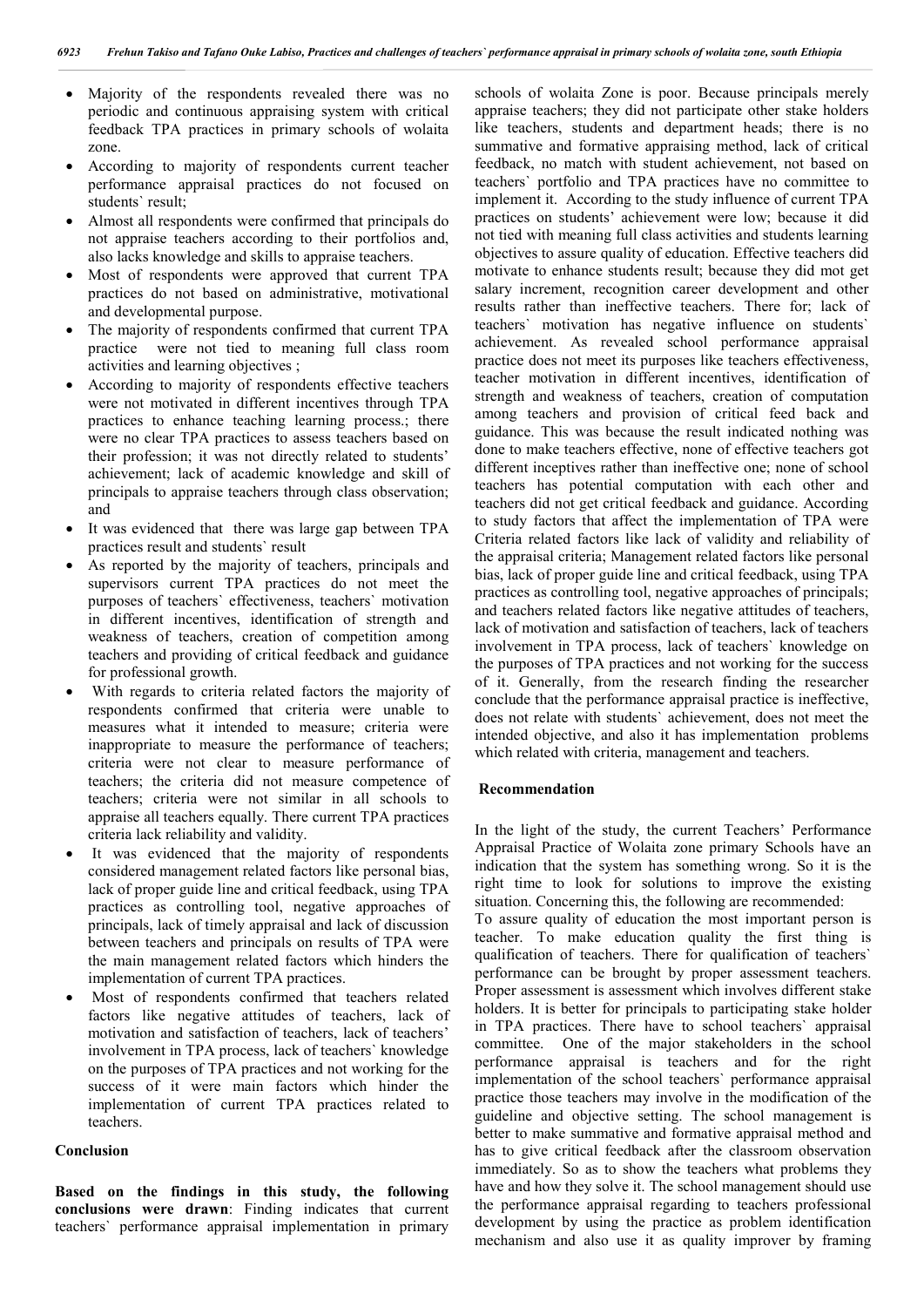- Majority of the respondents revealed there was no periodic and continuous appraising system with critical feedback TPA practices in primary schools of wolaita zone.
- According to majority of respondents current teacher performance appraisal practices do not focused on students` result;
- Almost all respondents were confirmed that principals do not appraise teachers according to their portfolios and, also lacks knowledge and skills to appraise teachers.
- Most of respondents were approved that current TPA practices do not based on administrative, motivational and developmental purpose.
- The majority of respondents confirmed that current TPA practice were not tied to meaning full class room activities and learning objectives ;
- According to majority of respondents effective teachers were not motivated in different incentives through TPA practices to enhance teaching learning process.; there were no clear TPA practices to assess teachers based on their profession; it was not directly related to students' achievement; lack of academic knowledge and skill of principals to appraise teachers through class observation; and
- It was evidenced that there was large gap between TPA practices result and students` result
- As reported by the majority of teachers, principals and supervisors current TPA practices do not meet the purposes of teachers` effectiveness, teachers` motivation in different incentives, identification of strength and weakness of teachers, creation of competition among teachers and providing of critical feedback and guidance for professional growth.
- With regards to criteria related factors the majority of respondents confirmed that criteria were unable to measures what it intended to measure; criteria were inappropriate to measure the performance of teachers; criteria were not clear to measure performance of teachers; the criteria did not measure competence of teachers; criteria were not similar in all schools to appraise all teachers equally. There current TPA practices criteria lack reliability and validity.
- It was evidenced that the majority of respondents considered management related factors like personal bias, lack of proper guide line and critical feedback, using TPA practices as controlling tool, negative approaches of principals, lack of timely appraisal and lack of discussion between teachers and principals on results of TPA were the main management related factors which hinders the implementation of current TPA practices.
- Most of respondents confirmed that teachers related factors like negative attitudes of teachers, lack of motivation and satisfaction of teachers, lack of teachers' involvement in TPA process, lack of teachers` knowledge on the purposes of TPA practices and not working for the success of it were main factors which hinder the implementation of current TPA practices related to teachers.

## Conclusion

**Based on the findings in this study, the following conclusions were drawn**: Finding indicates that current teachers` performance appraisal implementation in primary schools of wolaita Zone is poor. Because principals merely appraise teachers; they did not participate other stake holders like teachers, students and department heads; there is no summative and formative appraising method, lack of critical feedback, no match with student achievement, not based on teachers` portfolio and TPA practices have no committee to implement it. According to the study influence of current TPA practices on students' achievement were low; because it did not tied with meaning full class activities and students learning objectives to assure quality of education. Effective teachers did motivate to enhance students result; because they did mot get salary increment, recognition career development and other results rather than ineffective teachers. There for; lack of teachers` motivation has negative influence on students` achievement. As revealed school performance appraisal practice does not meet its purposes like teachers effectiveness, teacher motivation in different incentives, identification of strength and weakness of teachers, creation of computation among teachers and provision of critical feed back and guidance. This was because the result indicated nothing was done to make teachers effective, none of effective teachers got different inceptives rather than ineffective one; none of school teachers has potential computation with each other and teachers did not get critical feedback and guidance. According to study factors that affect the implementation of TPA were Criteria related factors like lack of validity and reliability of the appraisal criteria; Management related factors like personal bias, lack of proper guide line and critical feedback, using TPA practices as controlling tool, negative approaches of principals; and teachers related factors like negative attitudes of teachers, lack of motivation and satisfaction of teachers, lack of teachers involvement in TPA process, lack of teachers` knowledge on the purposes of TPA practices and not working for the success of it. Generally, from the research finding the researcher conclude that the performance appraisal practice is ineffective, does not relate with students` achievement, does not meet the intended objective, and also it has implementation problems which related with criteria, management and teachers.

## Recommendation

In the light of the study, the current Teachers' Performance Appraisal Practice of Wolaita zone primary Schools have an indication that the system has something wrong. So it is the right time to look for solutions to improve the existing situation. Concerning this, the following are recommended:

To assure quality of education the most important person is teacher. To make education quality the first thing is qualification of teachers. There for qualification of teachers` performance can be brought by proper assessment teachers. Proper assessment is assessment which involves different stake holders. It is better for principals to participating stake holder in TPA practices. There have to school teachers` appraisal committee. One of the major stakeholders in the school performance appraisal is teachers and for the right implementation of the school teachers` performance appraisal practice those teachers may involve in the modification of the guideline and objective setting. The school management is better to make summative and formative appraisal method and has to give critical feedback after the classroom observation immediately. So as to show the teachers what problems they have and how they solve it. The school management should use the performance appraisal regarding to teachers professional development by using the practice as problem identification mechanism and also use it as quality improver by framing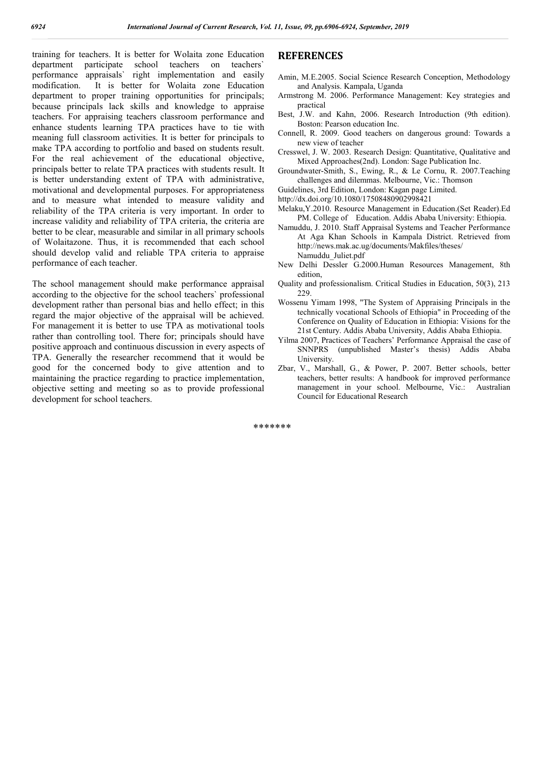training for teachers. It is better for Wolaita zone Education department participate school teachers on teachers` performance appraisals` right implementation and easily modification. It is better for Wolaita zone Education department to proper training opportunities for principals; because principals lack skills and knowledge to appraise teachers. For appraising teachers classroom performance and enhance students learning TPA practices have to tie with meaning full classroom activities. It is better for principals to make TPA according to portfolio and based on students result. For the real achievement of the educational objective, principals better to relate TPA practices with students result. It is better understanding extent of TPA with administrative, motivational and developmental purposes. For appropriateness and to measure what intended to measure validity and reliability of the TPA criteria is very important. In order to increase validity and reliability of TPA criteria, the criteria are better to be clear, measurable and similar in all primary schools of Wolaitazone. Thus, it is recommended that each school should develop valid and reliable TPA criteria to appraise performance of each teacher.

The school management should make performance appraisal according to the objective for the school teachers` professional development rather than personal bias and hello effect; in this regard the major objective of the appraisal will be achieved. For management it is better to use TPA as motivational tools rather than controlling tool. There for; principals should have positive approach and continuous discussion in every aspects of TPA. Generally the researcher recommend that it would be good for the concerned body to give attention and to maintaining the practice regarding to practice implementation, objective setting and meeting so as to provide professional development for school teachers.

## REFERENCES

Amin, M.E.2005. Social Science Research Conception, Methodology and Analysis. Kampala, Uganda

Armstrong M. 2006. Performance Management: Key strategies and practical

Best, J.W. and Kahn, 2006. Research Introduction (9th edition). Boston: Pearson education Inc.

Connell, R. 2009. Good teachers on dangerous ground: Towards a new view of teacher

Cresswel, J. W. 2003. Research Design: Quantitative, Qualitative and Mixed Approaches(2nd). London: Sage Publication Inc.

Groundwater-Smith, S., Ewing, R., & Le Cornu, R. 2007.Teaching challenges and dilemmas. Melbourne, Vic.: Thomson

Guidelines, 3rd Edition, London: Kagan page Limited.

http://dx.doi.org/10.1080/17508480902998421

Melaku,Y.2010. Resource Management in Education.(Set Reader).Ed PM. College of Education. Addis Ababa University: Ethiopia.

Namuddu, J. 2010. Staff Appraisal Systems and Teacher Performance At Aga Khan Schools in Kampala District. Retrieved from http://news.mak.ac.ug/documents/Makfiles/theses/ Namuddu_Juliet.pdf

New Delhi Dessler G.2000.Human Resources Management, 8th edition,

Quality and professionalism. Critical Studies in Education, 50(3), 213 229.

Wossenu Yimam 1998, "The System of Appraising Principals in the technically vocational Schools of Ethiopia" in Proceeding of the Conference on Quality of Education in Ethiopia: Visions for the 21st Century. Addis Ababa University, Addis Ababa Ethiopia.

Yilma 2007, Practices of Teachers' Performance Appraisal the case of SNNPRS (unpublished Master's thesis) Addis Ababa University.

Zbar, V., Marshall, G., & Power, P. 2007. Better schools, better teachers, better results: A handbook for improved performance management in your school. Melbourne, Vic.: Australian Council for Educational Research

*******